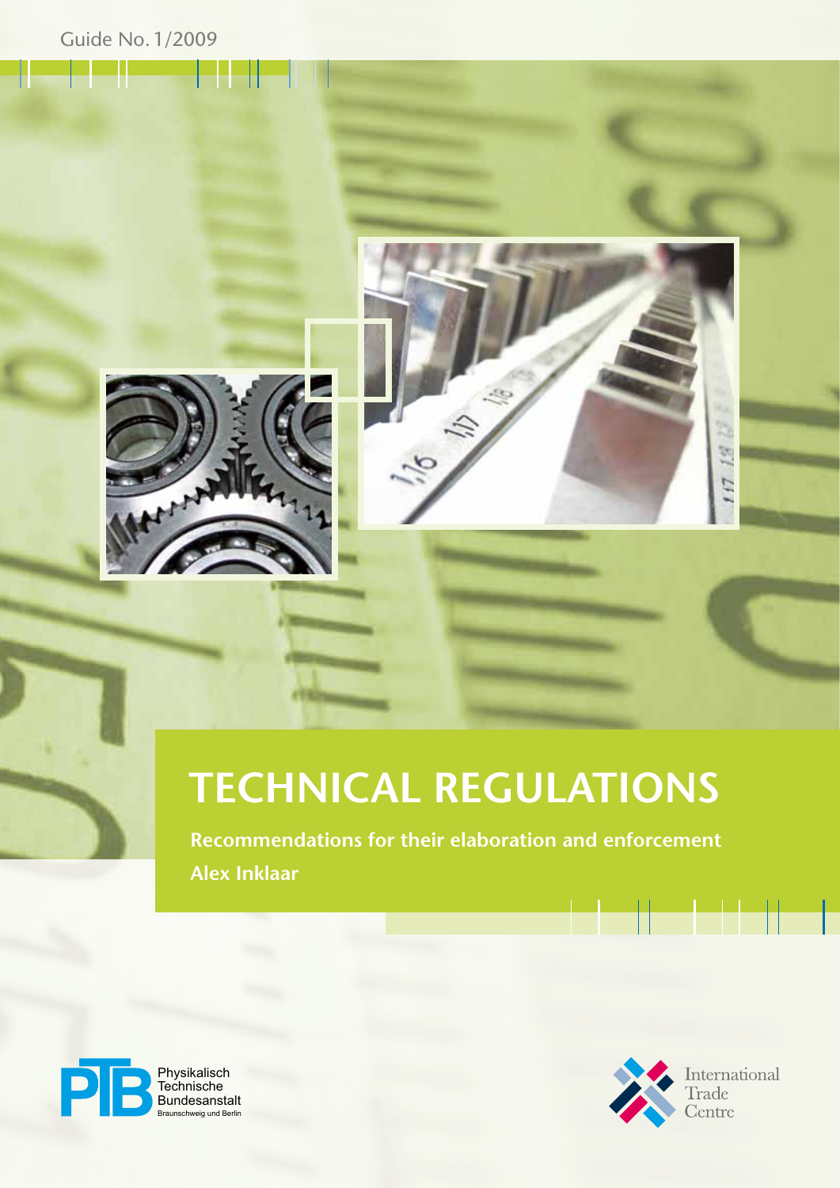Guide No. 1/2009

# TECHNICAL REGULATIONS

**Recommendations for their elaboration and enforcement**

**Alex Inklaar**

Physikalisch Technische Bundesanstalt
Braunschweig und Berlin

International Trade Centre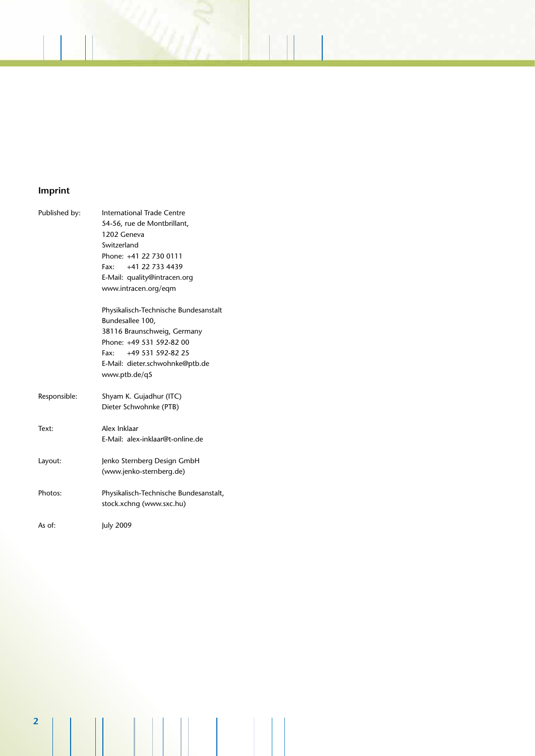## Imprint

Published by: International Trade Centre
54-56, rue de Montbrillant,
1202 Geneva
Switzerland
Phone: +41 22 730 0111
Fax: +41 22 733 4439
E-Mail: quality@intracen.org
www.intracen.org/eqm

Physikalisch-Technische Bundesanstalt
Bundesallee 100,
38116 Braunschweig, Germany
Phone: +49 531 592-82 00
Fax: +49 531 592-82 25
E-Mail: dieter.schwohnke@ptb.de
www.ptb.de/q5

Responsible: Shyam K. Gujadhur (ITC)
Dieter Schwohnke (PTB)

Text: Alex Inklaar
E-Mail: alex-inklaar@t-online.de

Layout: Jenko Sternberg Design GmbH
(www.jenko-sternberg.de)

Photos: Physikalisch-Technische Bundesanstalt,
stock.xchng (www.sxc.hu)

As of: July 2009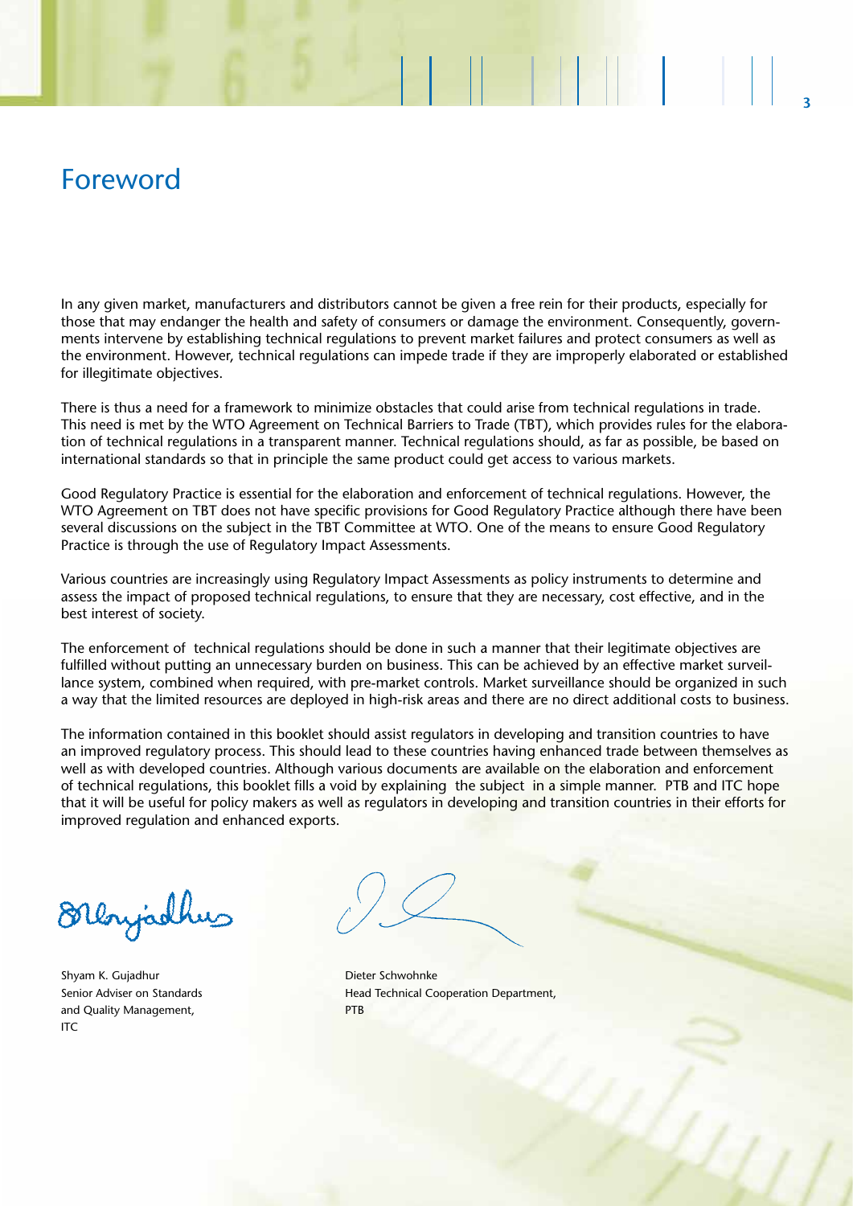# Foreword

In any given market, manufacturers and distributors cannot be given a free rein for their products, especially for those that may endanger the health and safety of consumers or damage the environment. Consequently, governments intervene by establishing technical regulations to prevent market failures and protect consumers as well as the environment. However, technical regulations can impede trade if they are improperly elaborated or established for illegitimate objectives.

There is thus a need for a framework to minimize obstacles that could arise from technical regulations in trade. This need is met by the WTO Agreement on Technical Barriers to Trade (TBT), which provides rules for the elaboration of technical regulations in a transparent manner. Technical regulations should, as far as possible, be based on international standards so that in principle the same product could get access to various markets.

Good Regulatory Practice is essential for the elaboration and enforcement of technical regulations. However, the WTO Agreement on TBT does not have specific provisions for Good Regulatory Practice although there have been several discussions on the subject in the TBT Committee at WTO. One of the means to ensure Good Regulatory Practice is through the use of Regulatory Impact Assessments.

Various countries are increasingly using Regulatory Impact Assessments as policy instruments to determine and assess the impact of proposed technical regulations, to ensure that they are necessary, cost effective, and in the best interest of society.

The enforcement of technical regulations should be done in such a manner that their legitimate objectives are fulfilled without putting an unnecessary burden on business. This can be achieved by an effective market surveillance system, combined when required, with pre-market controls. Market surveillance should be organized in such a way that the limited resources are deployed in high-risk areas and there are no direct additional costs to business.

The information contained in this booklet should assist regulators in developing and transition countries to have an improved regulatory process. This should lead to these countries having enhanced trade between themselves as well as with developed countries. Although various documents are available on the elaboration and enforcement of technical regulations, this booklet fills a void by explaining the subject in a simple manner. PTB and ITC hope that it will be useful for policy makers as well as regulators in developing and transition countries in their efforts for improved regulation and enhanced exports.

Shyam K. Gujadhur
Senior Adviser on Standards
and Quality Management,
ITC

Dieter Schwohnke
Head Technical Cooperation Department,
PTB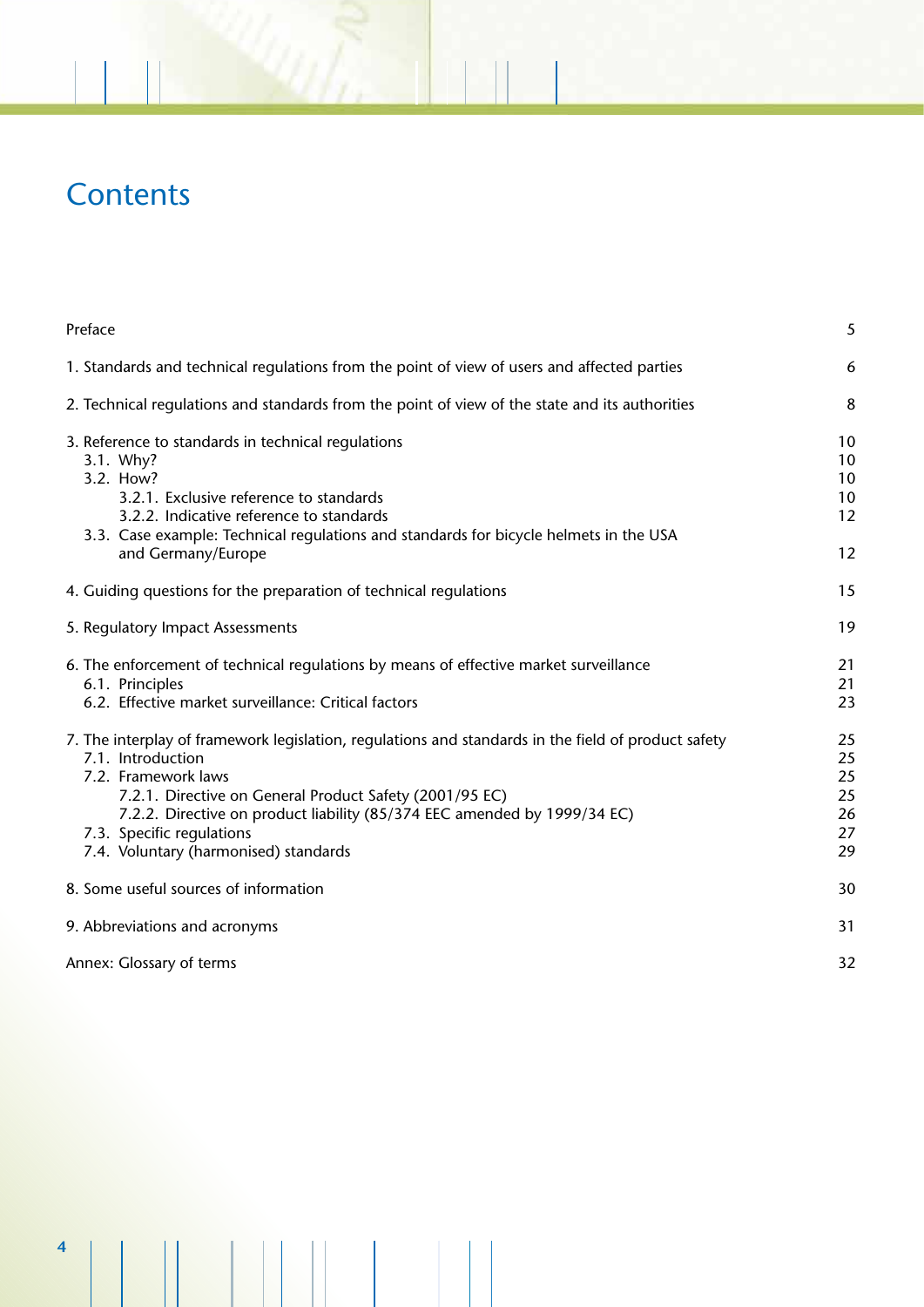# Contents

| | |
|---|---|
| Preface | 5 |
| 1. Standards and technical regulations from the point of view of users and affected parties | 6 |
| 2. Technical regulations and standards from the point of view of the state and its authorities | 8 |
| 3. Reference to standards in technical regulations | 10 |
| 3.1. Why? | 10 |
| 3.2. How? | 10 |
| 3.2.1. Exclusive reference to standards | 10 |
| 3.2.2. Indicative reference to standards | 12 |
| 3.3. Case example: Technical regulations and standards for bicycle helmets in the USA and Germany/Europe | 12 |
| 4. Guiding questions for the preparation of technical regulations | 15 |
| 5. Regulatory Impact Assessments | 19 |
| 6. The enforcement of technical regulations by means of effective market surveillance | 21 |
| 6.1. Principles | 21 |
| 6.2. Effective market surveillance: Critical factors | 23 |
| 7. The interplay of framework legislation, regulations and standards in the field of product safety | 25 |
| 7.1. Introduction | 25 |
| 7.2. Framework laws | 25 |
| 7.2.1. Directive on General Product Safety (2001/95 EC) | 25 |
| 7.2.2. Directive on product liability (85/374 EEC amended by 1999/34 EC) | 26 |
| 7.3. Specific regulations | 27 |
| 7.4. Voluntary (harmonised) standards | 29 |
| 8. Some useful sources of information | 30 |
| 9. Abbreviations and acronyms | 31 |
| Annex: Glossary of terms | 32 |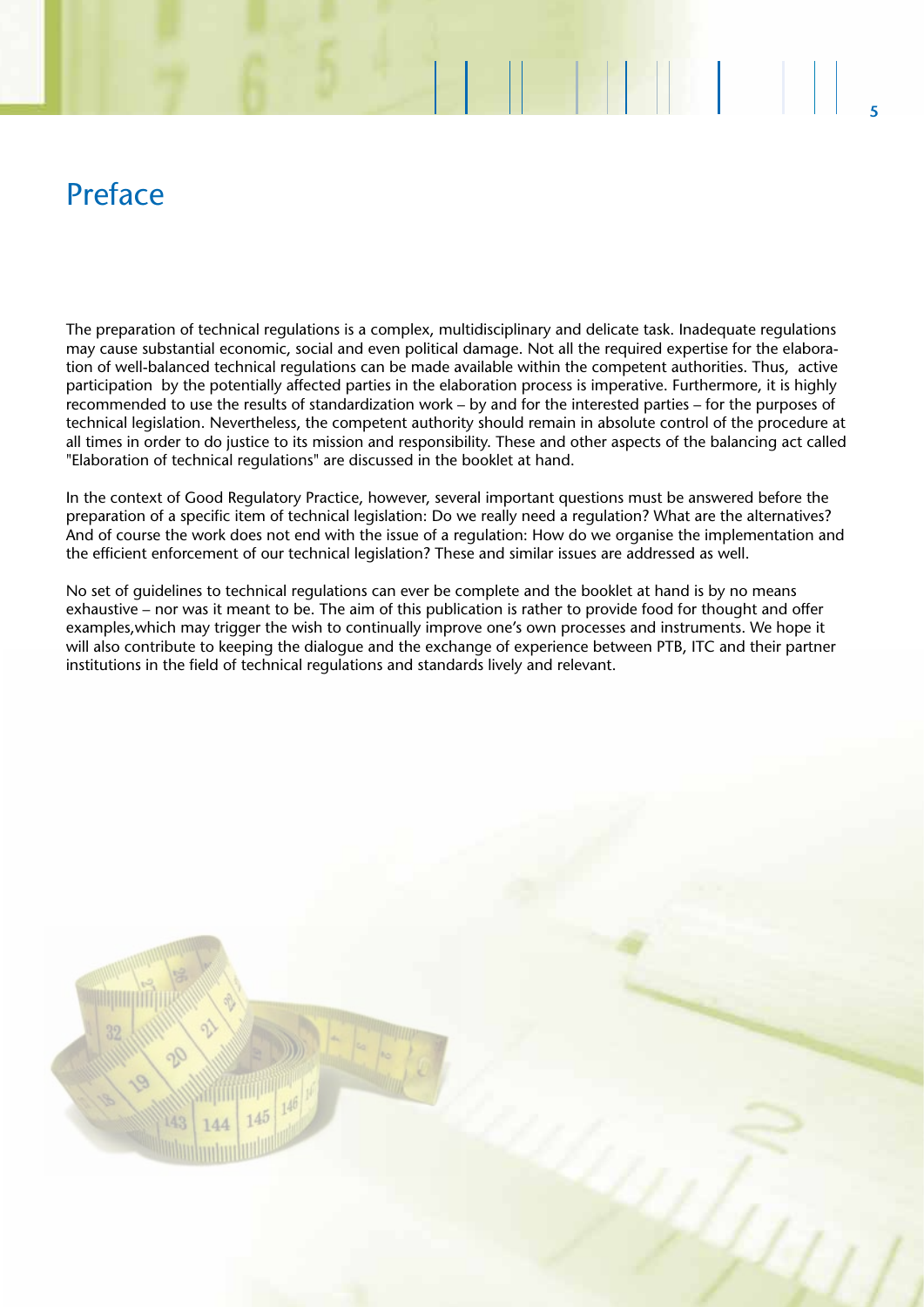# Preface

The preparation of technical regulations is a complex, multidisciplinary and delicate task. Inadequate regulations may cause substantial economic, social and even political damage. Not all the required expertise for the elaboration of well-balanced technical regulations can be made available within the competent authorities. Thus, active participation by the potentially affected parties in the elaboration process is imperative. Furthermore, it is highly recommended to use the results of standardization work – by and for the interested parties – for the purposes of technical legislation. Nevertheless, the competent authority should remain in absolute control of the procedure at all times in order to do justice to its mission and responsibility. These and other aspects of the balancing act called "Elaboration of technical regulations" are discussed in the booklet at hand.

In the context of Good Regulatory Practice, however, several important questions must be answered before the preparation of a specific item of technical legislation: Do we really need a regulation? What are the alternatives? And of course the work does not end with the issue of a regulation: How do we organise the implementation and the efficient enforcement of our technical legislation? These and similar issues are addressed as well.

No set of guidelines to technical regulations can ever be complete and the booklet at hand is by no means exhaustive – nor was it meant to be. The aim of this publication is rather to provide food for thought and offer examples,which may trigger the wish to continually improve one's own processes and instruments. We hope it will also contribute to keeping the dialogue and the exchange of experience between PTB, ITC and their partner institutions in the field of technical regulations and standards lively and relevant.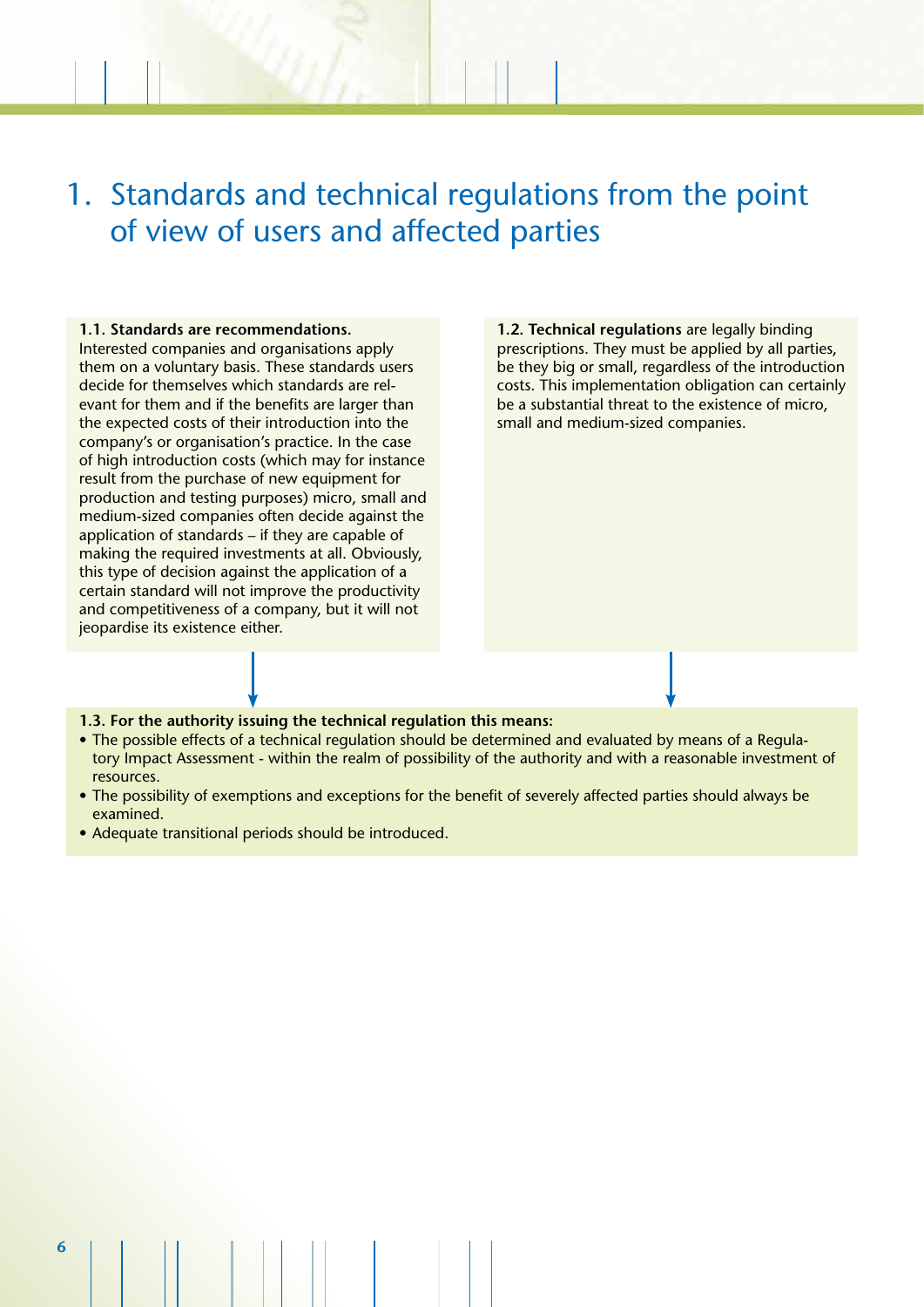# 1. Standards and technical regulations from the point of view of users and affected parties

**1.1. Standards are recommendations.** Interested companies and organisations apply them on a voluntary basis. These standards users decide for themselves which standards are relevant for them and if the benefits are larger than the expected costs of their introduction into the company's or organisation's practice. In the case of high introduction costs (which may for instance result from the purchase of new equipment for production and testing purposes) micro, small and medium-sized companies often decide against the application of standards – if they are capable of making the required investments at all. Obviously, this type of decision against the application of a certain standard will not improve the productivity and competitiveness of a company, but it will not jeopardise its existence either.

**1.2. Technical regulations** are legally binding prescriptions. They must be applied by all parties, be they big or small, regardless of the introduction costs. This implementation obligation can certainly be a substantial threat to the existence of micro, small and medium-sized companies.

**1.3. For the authority issuing the technical regulation this means:**

- The possible effects of a technical regulation should be determined and evaluated by means of a Regulatory Impact Assessment - within the realm of possibility of the authority and with a reasonable investment of resources.
- The possibility of exemptions and exceptions for the benefit of severely affected parties should always be examined.
- Adequate transitional periods should be introduced.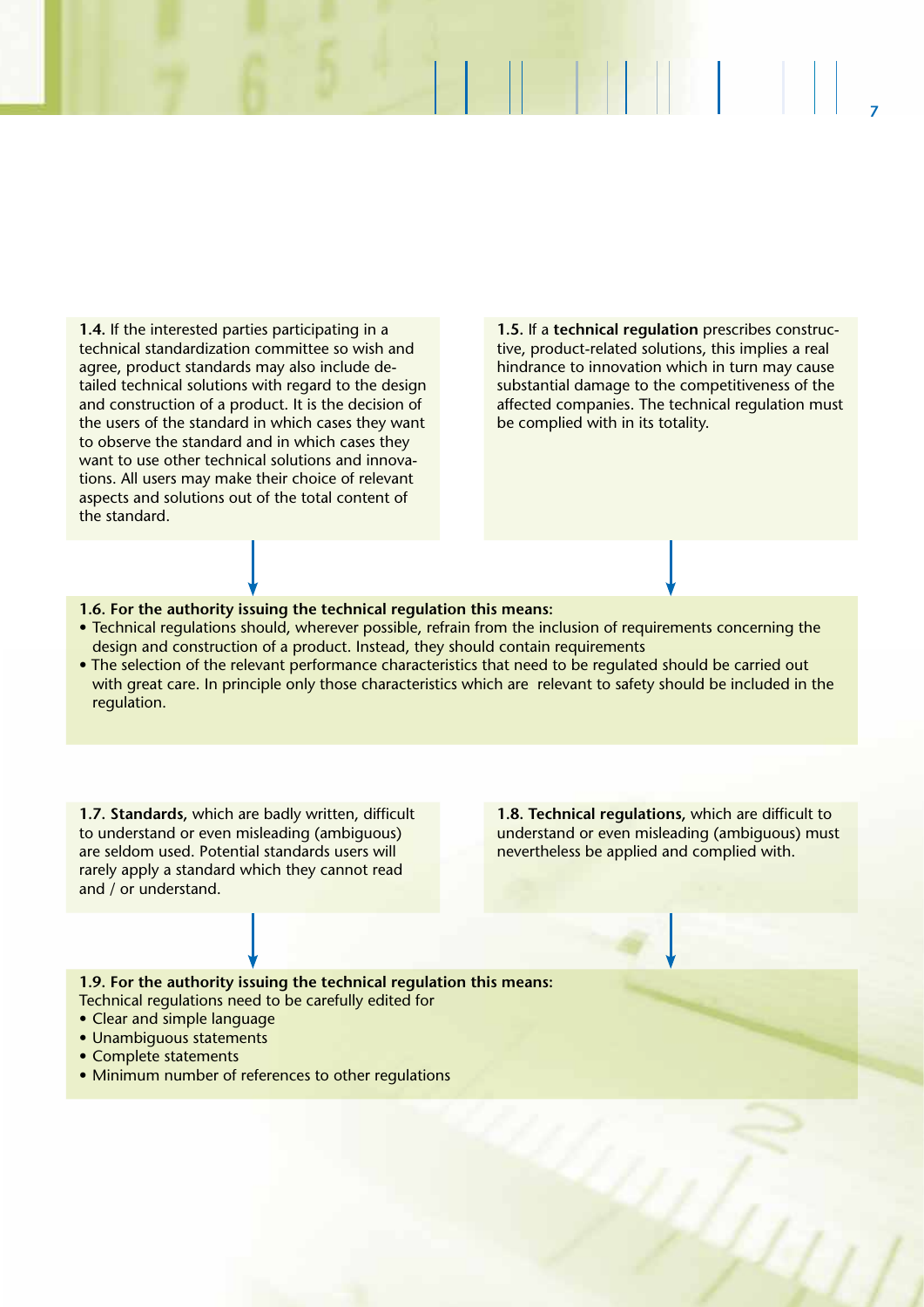**1.4.** If the interested parties participating in a technical standardization committee so wish and agree, product standards may also include detailed technical solutions with regard to the design and construction of a product. It is the decision of the users of the standard in which cases they want to observe the standard and in which cases they want to use other technical solutions and innovations. All users may make their choice of relevant aspects and solutions out of the total content of the standard.

**1.5.** If a **technical regulation** prescribes constructive, product-related solutions, this implies a real hindrance to innovation which in turn may cause substantial damage to the competitiveness of the affected companies. The technical regulation must be complied with in its totality.

**1.6. For the authority issuing the technical regulation this means:**

- Technical regulations should, wherever possible, refrain from the inclusion of requirements concerning the design and construction of a product. Instead, they should contain requirements
- The selection of the relevant performance characteristics that need to be regulated should be carried out with great care. In principle only those characteristics which are relevant to safety should be included in the regulation.

**1.7. Standards,** which are badly written, difficult to understand or even misleading (ambiguous) are seldom used. Potential standards users will rarely apply a standard which they cannot read and / or understand.

**1.8. Technical regulations,** which are difficult to understand or even misleading (ambiguous) must nevertheless be applied and complied with.

**1.9. For the authority issuing the technical regulation this means:**
Technical regulations need to be carefully edited for

- Clear and simple language
- Unambiguous statements
- Complete statements
- Minimum number of references to other regulations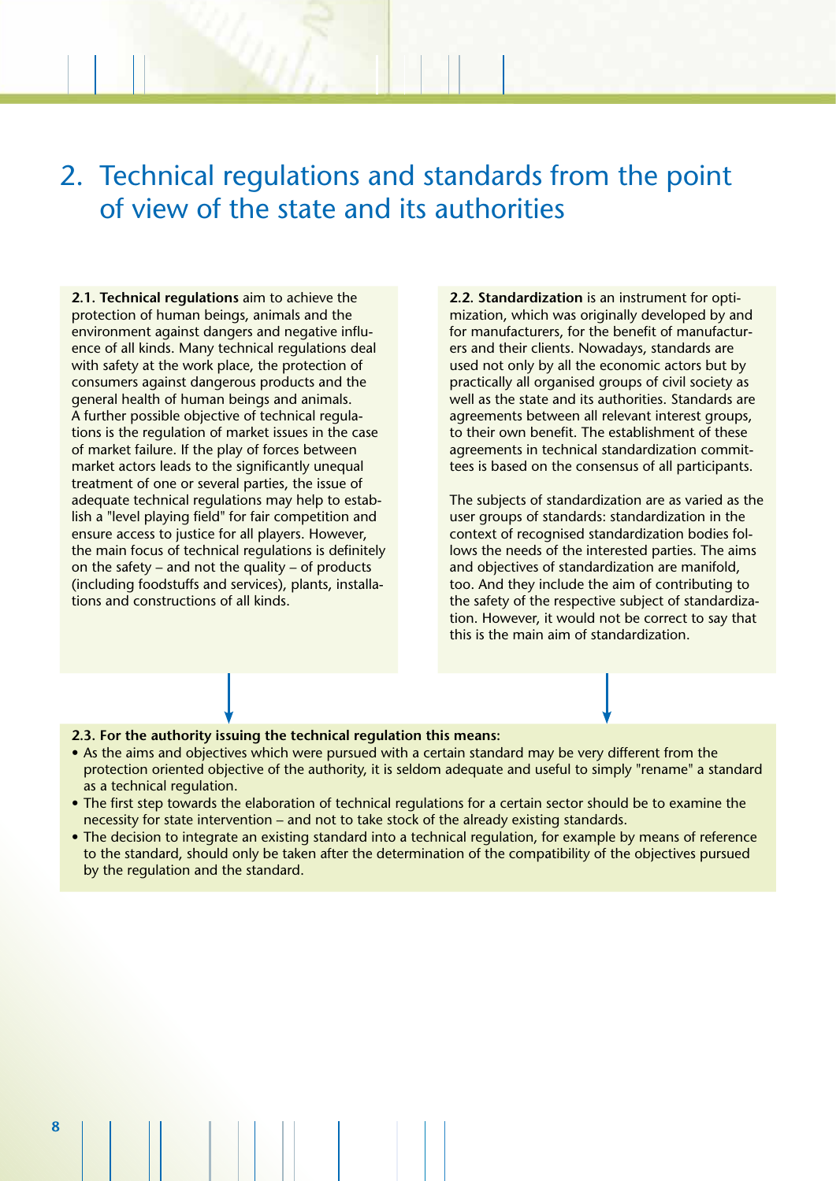# 2. Technical regulations and standards from the point of view of the state and its authorities

**2.1. Technical regulations** aim to achieve the protection of human beings, animals and the environment against dangers and negative influence of all kinds. Many technical regulations deal with safety at the work place, the protection of consumers against dangerous products and the general health of human beings and animals. A further possible objective of technical regulations is the regulation of market issues in the case of market failure. If the play of forces between market actors leads to the significantly unequal treatment of one or several parties, the issue of adequate technical regulations may help to establish a "level playing field" for fair competition and ensure access to justice for all players. However, the main focus of technical regulations is definitely on the safety – and not the quality – of products (including foodstuffs and services), plants, installations and constructions of all kinds.

**2.2. Standardization** is an instrument for optimization, which was originally developed by and for manufacturers, for the benefit of manufacturers and their clients. Nowadays, standards are used not only by all the economic actors but by practically all organised groups of civil society as well as the state and its authorities. Standards are agreements between all relevant interest groups, to their own benefit. The establishment of these agreements in technical standardization committees is based on the consensus of all participants.

The subjects of standardization are as varied as the user groups of standards: standardization in the context of recognised standardization bodies follows the needs of the interested parties. The aims and objectives of standardization are manifold, too. And they include the aim of contributing to the safety of the respective subject of standardization. However, it would not be correct to say that this is the main aim of standardization.

**2.3. For the authority issuing the technical regulation this means:**

- As the aims and objectives which were pursued with a certain standard may be very different from the protection oriented objective of the authority, it is seldom adequate and useful to simply "rename" a standard as a technical regulation.
- The first step towards the elaboration of technical regulations for a certain sector should be to examine the necessity for state intervention – and not to take stock of the already existing standards.
- The decision to integrate an existing standard into a technical regulation, for example by means of reference to the standard, should only be taken after the determination of the compatibility of the objectives pursued by the regulation and the standard.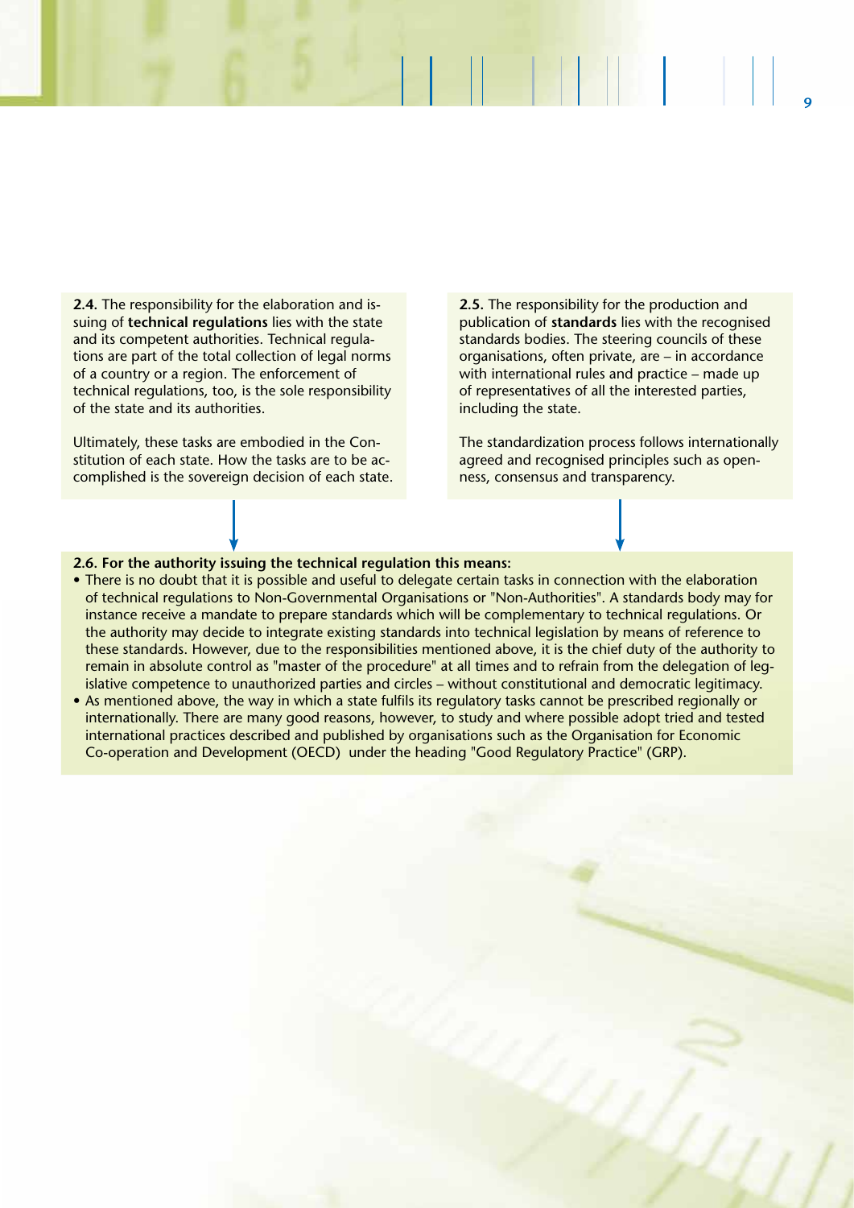**2.4.** The responsibility for the elaboration and issuing of **technical regulations** lies with the state and its competent authorities. Technical regulations are part of the total collection of legal norms of a country or a region. The enforcement of technical regulations, too, is the sole responsibility of the state and its authorities.

Ultimately, these tasks are embodied in the Constitution of each state. How the tasks are to be accomplished is the sovereign decision of each state.

**2.5.** The responsibility for the production and publication of **standards** lies with the recognised standards bodies. The steering councils of these organisations, often private, are – in accordance with international rules and practice – made up of representatives of all the interested parties, including the state.

The standardization process follows internationally agreed and recognised principles such as openness, consensus and transparency.

**2.6. For the authority issuing the technical regulation this means:**

- There is no doubt that it is possible and useful to delegate certain tasks in connection with the elaboration of technical regulations to Non-Governmental Organisations or "Non-Authorities". A standards body may for instance receive a mandate to prepare standards which will be complementary to technical regulations. Or the authority may decide to integrate existing standards into technical legislation by means of reference to these standards. However, due to the responsibilities mentioned above, it is the chief duty of the authority to remain in absolute control as "master of the procedure" at all times and to refrain from the delegation of legislative competence to unauthorized parties and circles – without constitutional and democratic legitimacy.
- As mentioned above, the way in which a state fulfils its regulatory tasks cannot be prescribed regionally or internationally. There are many good reasons, however, to study and where possible adopt tried and tested international practices described and published by organisations such as the Organisation for Economic Co-operation and Development (OECD) under the heading "Good Regulatory Practice" (GRP).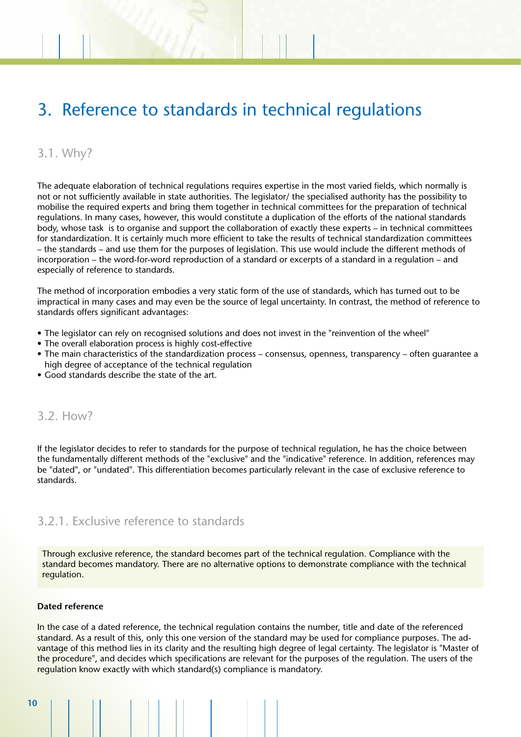# 3. Reference to standards in technical regulations

## 3.1. Why?

The adequate elaboration of technical regulations requires expertise in the most varied fields, which normally is not or not sufficiently available in state authorities. The legislator/ the specialised authority has the possibility to mobilise the required experts and bring them together in technical committees for the preparation of technical regulations. In many cases, however, this would constitute a duplication of the efforts of the national standards body, whose task is to organise and support the collaboration of exactly these experts – in technical committees for standardization. It is certainly much more efficient to take the results of technical standardization committees – the standards – and use them for the purposes of legislation. This use would include the different methods of incorporation – the word-for-word reproduction of a standard or excerpts of a standard in a regulation – and especially of reference to standards.

The method of incorporation embodies a very static form of the use of standards, which has turned out to be impractical in many cases and may even be the source of legal uncertainty. In contrast, the method of reference to standards offers significant advantages:

- The legislator can rely on recognised solutions and does not invest in the "reinvention of the wheel"
- The overall elaboration process is highly cost-effective
- The main characteristics of the standardization process – consensus, openness, transparency – often guarantee a high degree of acceptance of the technical regulation
- Good standards describe the state of the art.

## 3.2. How?

If the legislator decides to refer to standards for the purpose of technical regulation, he has the choice between the fundamentally different methods of the "exclusive" and the "indicative" reference. In addition, references may be "dated", or "undated". This differentiation becomes particularly relevant in the case of exclusive reference to standards.

### 3.2.1. Exclusive reference to standards

Through exclusive reference, the standard becomes part of the technical regulation. Compliance with the standard becomes mandatory. There are no alternative options to demonstrate compliance with the technical regulation.

**Dated reference**

In the case of a dated reference, the technical regulation contains the number, title and date of the referenced standard. As a result of this, only this one version of the standard may be used for compliance purposes. The advantage of this method lies in its clarity and the resulting high degree of legal certainty. The legislator is "Master of the procedure", and decides which specifications are relevant for the purposes of the regulation. The users of the regulation know exactly with which standard(s) compliance is mandatory.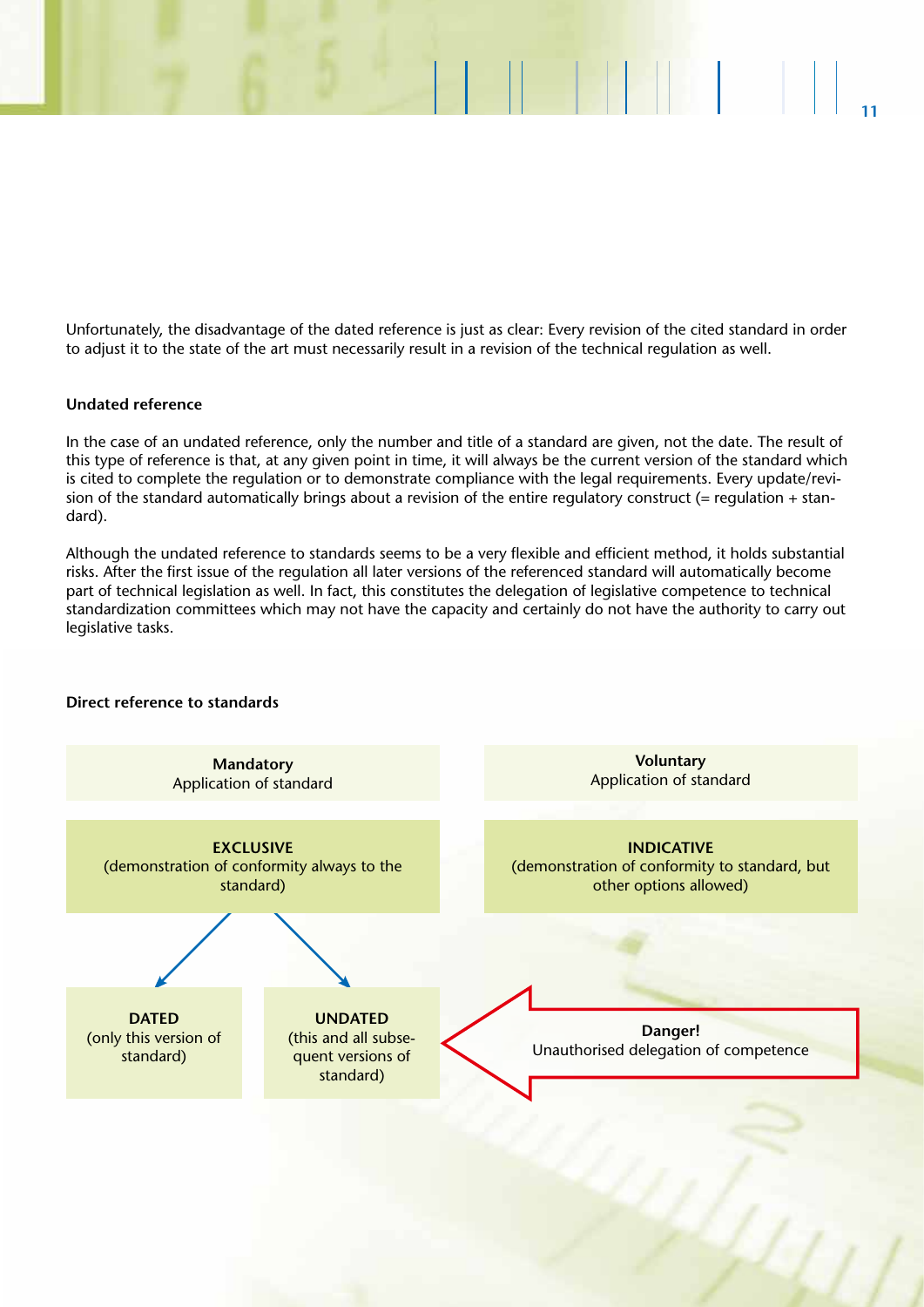Unfortunately, the disadvantage of the dated reference is just as clear: Every revision of the cited standard in order to adjust it to the state of the art must necessarily result in a revision of the technical regulation as well.

**Undated reference**

In the case of an undated reference, only the number and title of a standard are given, not the date. The result of this type of reference is that, at any given point in time, it will always be the current version of the standard which is cited to complete the regulation or to demonstrate compliance with the legal requirements. Every update/revision of the standard automatically brings about a revision of the entire regulatory construct (= regulation + standard).

Although the undated reference to standards seems to be a very flexible and efficient method, it holds substantial risks. After the first issue of the regulation all later versions of the referenced standard will automatically become part of technical legislation as well. In fact, this constitutes the delegation of legislative competence to technical standardization committees which may not have the capacity and certainly do not have the authority to carry out legislative tasks.

**Direct reference to standards**

**Mandatory**
Application of standard

**Voluntary**
Application of standard

**EXCLUSIVE**
(demonstration of conformity always to the standard)

**INDICATIVE**
(demonstration of conformity to standard, but other options allowed)

**DATED**
(only this version of standard)

**UNDATED**
(this and all subsequent versions of standard)

**Danger!**
Unauthorised delegation of competence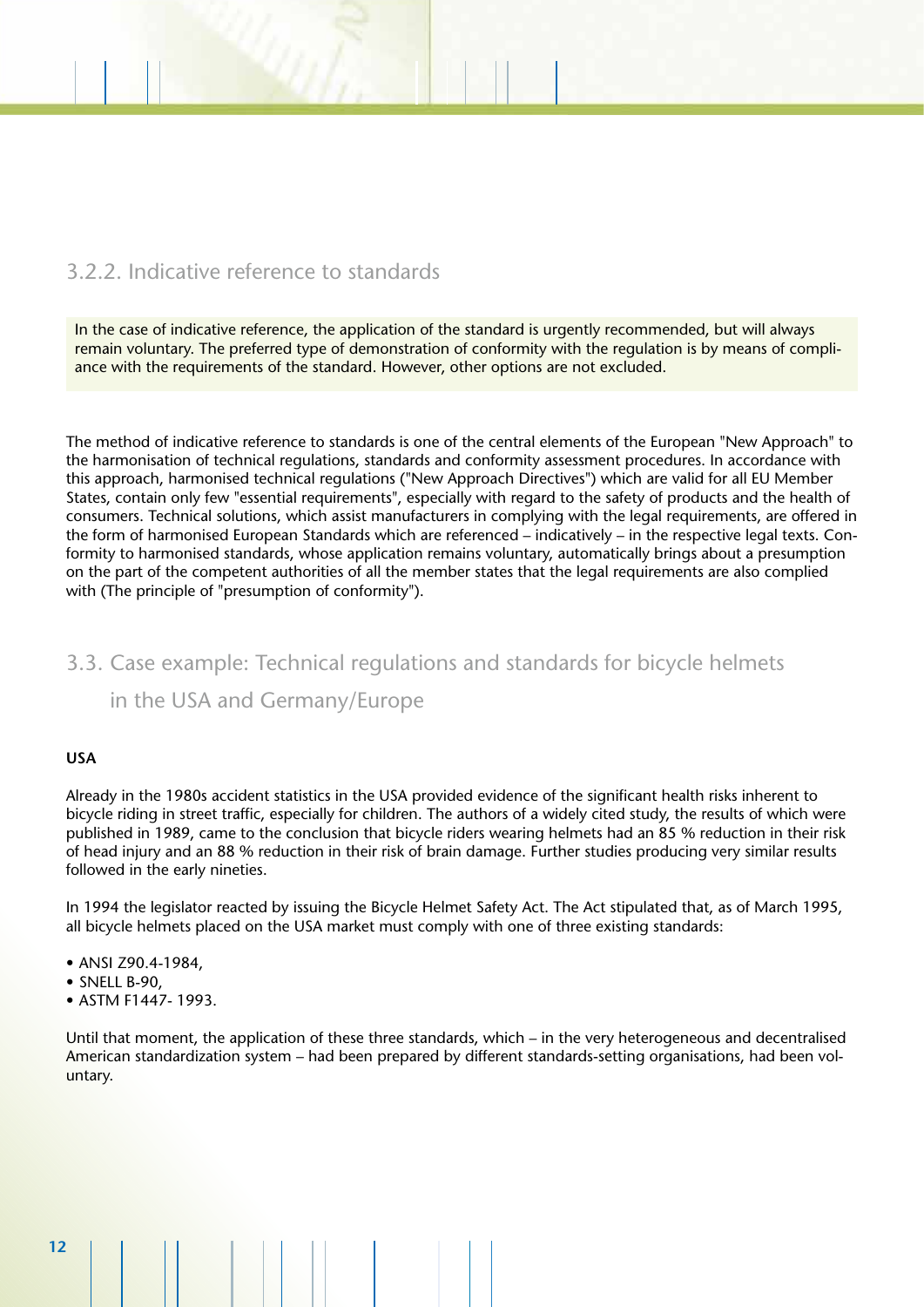### 3.2.2. Indicative reference to standards

In the case of indicative reference, the application of the standard is urgently recommended, but will always remain voluntary. The preferred type of demonstration of conformity with the regulation is by means of compliance with the requirements of the standard. However, other options are not excluded.

The method of indicative reference to standards is one of the central elements of the European "New Approach" to the harmonisation of technical regulations, standards and conformity assessment procedures. In accordance with this approach, harmonised technical regulations ("New Approach Directives") which are valid for all EU Member States, contain only few "essential requirements", especially with regard to the safety of products and the health of consumers. Technical solutions, which assist manufacturers in complying with the legal requirements, are offered in the form of harmonised European Standards which are referenced – indicatively – in the respective legal texts. Conformity to harmonised standards, whose application remains voluntary, automatically brings about a presumption on the part of the competent authorities of all the member states that the legal requirements are also complied with (The principle of "presumption of conformity").

## 3.3. Case example: Technical regulations and standards for bicycle helmets in the USA and Germany/Europe

**USA**

Already in the 1980s accident statistics in the USA provided evidence of the significant health risks inherent to bicycle riding in street traffic, especially for children. The authors of a widely cited study, the results of which were published in 1989, came to the conclusion that bicycle riders wearing helmets had an 85 % reduction in their risk of head injury and an 88 % reduction in their risk of brain damage. Further studies producing very similar results followed in the early nineties.

In 1994 the legislator reacted by issuing the Bicycle Helmet Safety Act. The Act stipulated that, as of March 1995, all bicycle helmets placed on the USA market must comply with one of three existing standards:

- ANSI Z90.4-1984,
- SNELL B-90,
- ASTM F1447- 1993.

Until that moment, the application of these three standards, which – in the very heterogeneous and decentralised American standardization system – had been prepared by different standards-setting organisations, had been voluntary.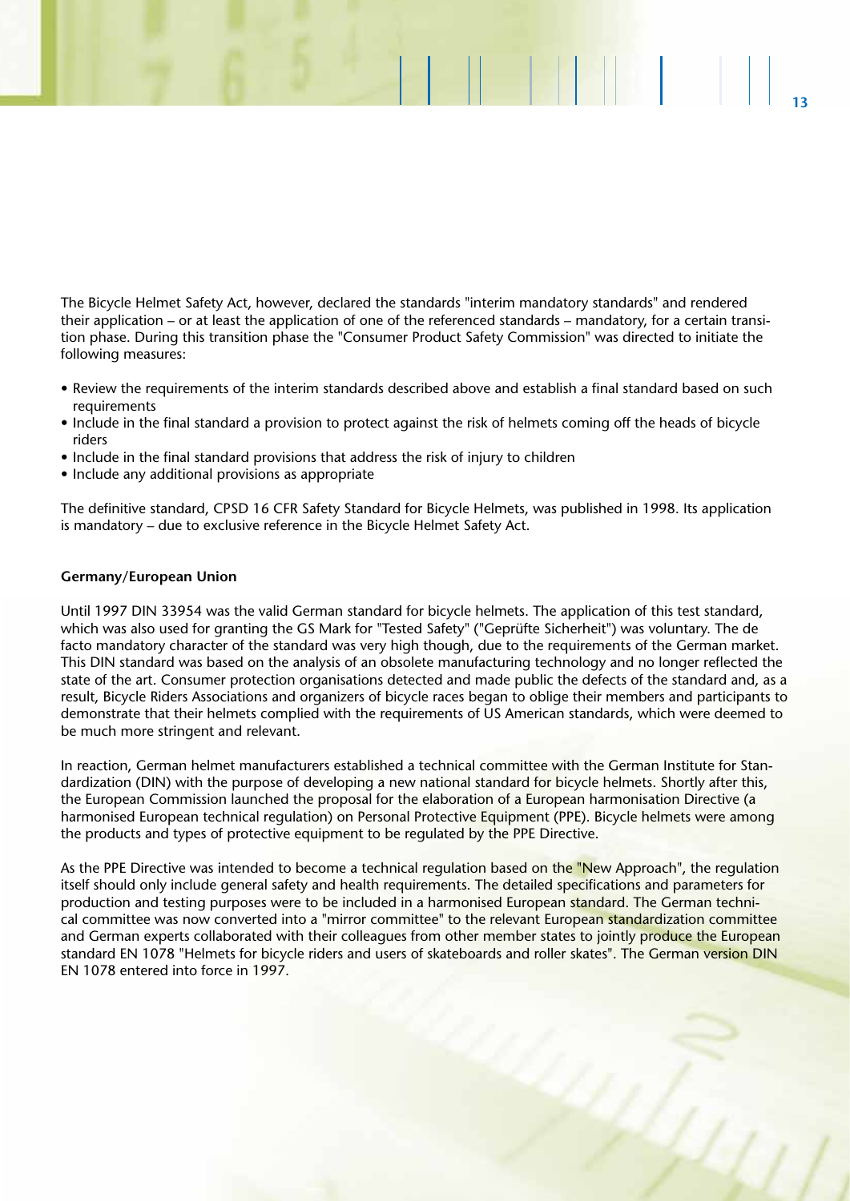The Bicycle Helmet Safety Act, however, declared the standards "interim mandatory standards" and rendered their application – or at least the application of one of the referenced standards – mandatory, for a certain transition phase. During this transition phase the "Consumer Product Safety Commission" was directed to initiate the following measures:

- Review the requirements of the interim standards described above and establish a final standard based on such requirements
- Include in the final standard a provision to protect against the risk of helmets coming off the heads of bicycle riders
- Include in the final standard provisions that address the risk of injury to children
- Include any additional provisions as appropriate

The definitive standard, CPSD 16 CFR Safety Standard for Bicycle Helmets, was published in 1998. Its application is mandatory – due to exclusive reference in the Bicycle Helmet Safety Act.

**Germany/European Union**

Until 1997 DIN 33954 was the valid German standard for bicycle helmets. The application of this test standard, which was also used for granting the GS Mark for "Tested Safety" ("Geprüfte Sicherheit") was voluntary. The de facto mandatory character of the standard was very high though, due to the requirements of the German market. This DIN standard was based on the analysis of an obsolete manufacturing technology and no longer reflected the state of the art. Consumer protection organisations detected and made public the defects of the standard and, as a result, Bicycle Riders Associations and organizers of bicycle races began to oblige their members and participants to demonstrate that their helmets complied with the requirements of US American standards, which were deemed to be much more stringent and relevant.

In reaction, German helmet manufacturers established a technical committee with the German Institute for Standardization (DIN) with the purpose of developing a new national standard for bicycle helmets. Shortly after this, the European Commission launched the proposal for the elaboration of a European harmonisation Directive (a harmonised European technical regulation) on Personal Protective Equipment (PPE). Bicycle helmets were among the products and types of protective equipment to be regulated by the PPE Directive.

As the PPE Directive was intended to become a technical regulation based on the "New Approach", the regulation itself should only include general safety and health requirements. The detailed specifications and parameters for production and testing purposes were to be included in a harmonised European standard. The German technical committee was now converted into a "mirror committee" to the relevant European standardization committee and German experts collaborated with their colleagues from other member states to jointly produce the European standard EN 1078 "Helmets for bicycle riders and users of skateboards and roller skates". The German version DIN EN 1078 entered into force in 1997.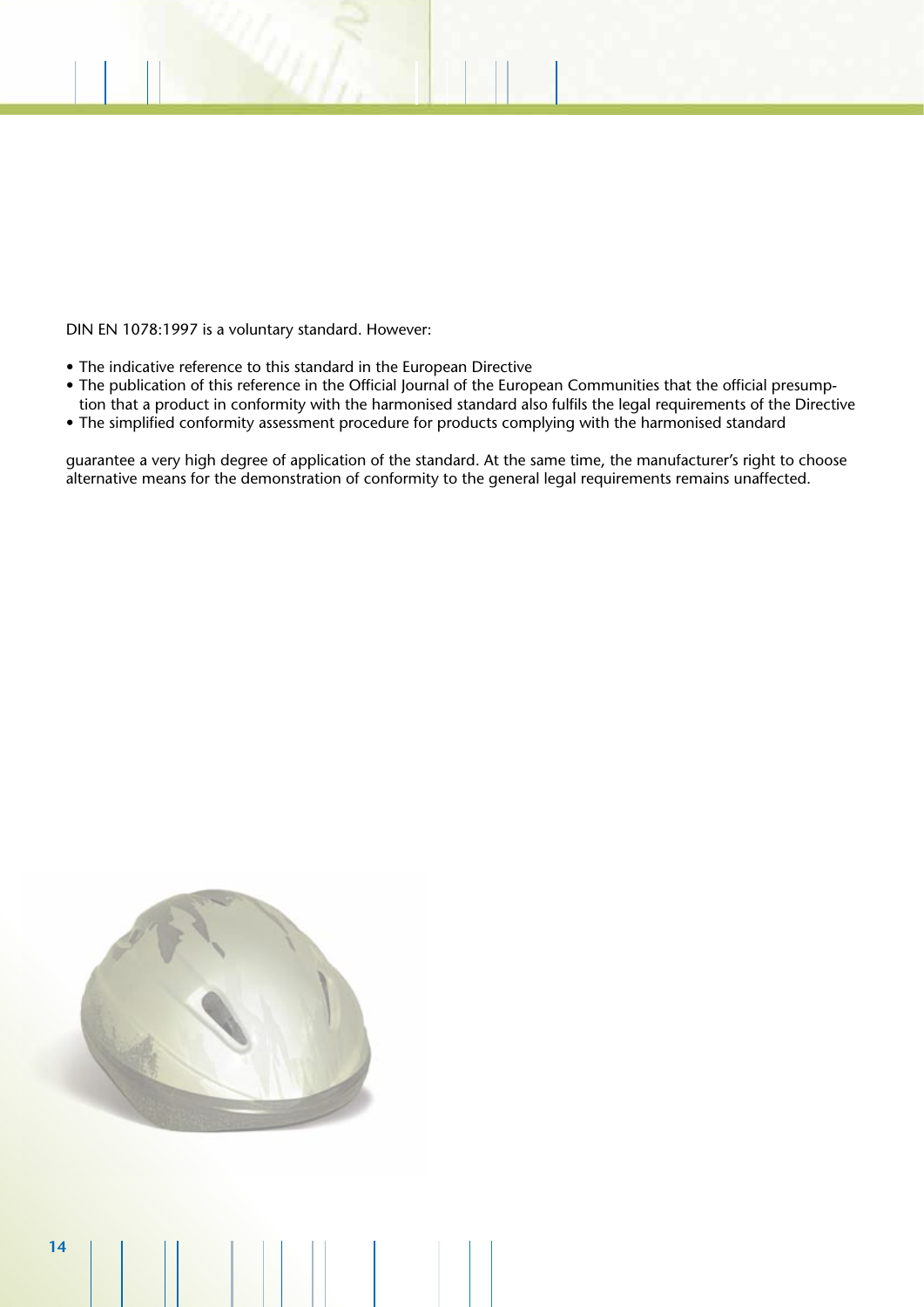DIN EN 1078:1997 is a voluntary standard. However:

- The indicative reference to this standard in the European Directive
- The publication of this reference in the Official Journal of the European Communities that the official presumption that a product in conformity with the harmonised standard also fulfils the legal requirements of the Directive
- The simplified conformity assessment procedure for products complying with the harmonised standard

guarantee a very high degree of application of the standard. At the same time, the manufacturer's right to choose alternative means for the demonstration of conformity to the general legal requirements remains unaffected.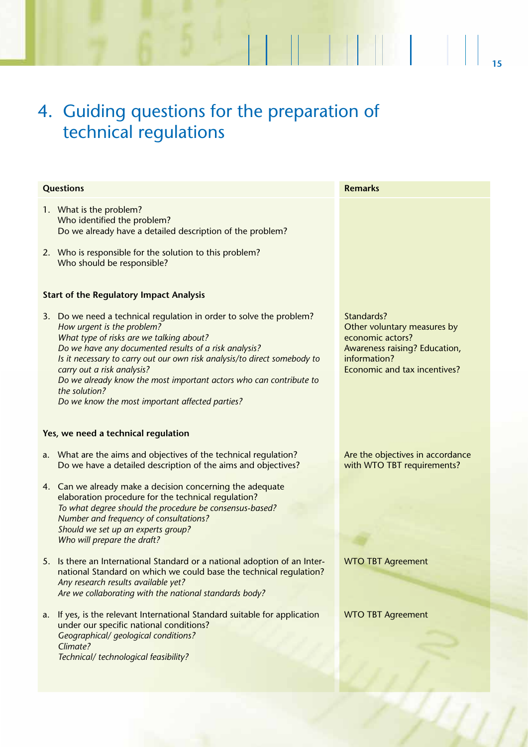# 4. Guiding questions for the preparation of technical regulations

| Questions | Remarks |
|---|---|
| 1. What is the problem?<br>Who identified the problem?<br>Do we already have a detailed description of the problem? | |
| 2. Who is responsible for the solution to this problem?<br>Who should be responsible? | |
| **Start of the Regulatory Impact Analysis** | |
| 3. Do we need a technical regulation in order to solve the problem?<br>*How urgent is the problem?*<br>*What type of risks are we talking about?*<br>*Do we have any documented results of a risk analysis?*<br>*Is it necessary to carry out our own risk analysis/to direct somebody to carry out a risk analysis?*<br>*Do we already know the most important actors who can contribute to the solution?*<br>*Do we know the most important affected parties?* | Standards?<br>Other voluntary measures by economic actors?<br>Awareness raising? Education, information?<br>Economic and tax incentives? |
| **Yes, we need a technical regulation** | |
| a. What are the aims and objectives of the technical regulation?<br>Do we have a detailed description of the aims and objectives? | Are the objectives in accordance with WTO TBT requirements? |
| 4. Can we already make a decision concerning the adequate elaboration procedure for the technical regulation?<br>*To what degree should the procedure be consensus-based?*<br>*Number and frequency of consultations?*<br>*Should we set up an experts group?*<br>*Who will prepare the draft?* | |
| 5. Is there an International Standard or a national adoption of an International Standard on which we could base the technical regulation?<br>*Any research results available yet?*<br>*Are we collaborating with the national standards body?* | WTO TBT Agreement |
| a. If yes, is the relevant International Standard suitable for application under our specific national conditions?<br>*Geographical/ geological conditions?*<br>*Climate?*<br>*Technical/ technological feasibility?* | WTO TBT Agreement |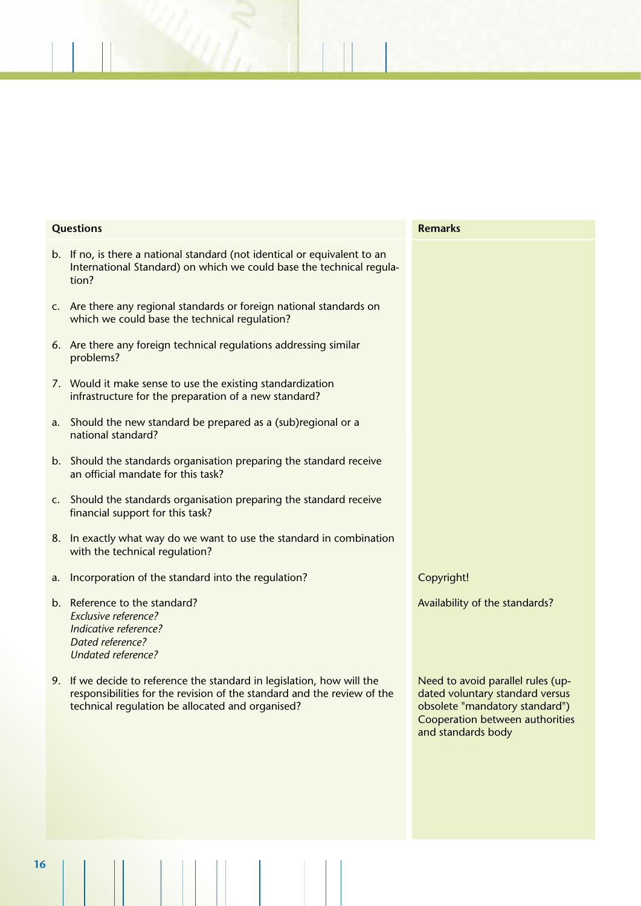| Questions | Remarks |
|---|---|
| b. If no, is there a national standard (not identical or equivalent to an International Standard) on which we could base the technical regulation? | |
| c. Are there any regional standards or foreign national standards on which we could base the technical regulation? | |
| 6. Are there any foreign technical regulations addressing similar problems? | |
| 7. Would it make sense to use the existing standardization infrastructure for the preparation of a new standard? | |
| a. Should the new standard be prepared as a (sub)regional or a national standard? | |
| b. Should the standards organisation preparing the standard receive an official mandate for this task? | |
| c. Should the standards organisation preparing the standard receive financial support for this task? | |
| 8. In exactly what way do we want to use the standard in combination with the technical regulation? | |
| a. Incorporation of the standard into the regulation? | Copyright! |
| b. Reference to the standard?<br>*Exclusive reference?*<br>*Indicative reference?*<br>*Dated reference?*<br>*Undated reference?* | Availability of the standards? |
| 9. If we decide to reference the standard in legislation, how will the responsibilities for the revision of the standard and the review of the technical regulation be allocated and organised? | Need to avoid parallel rules (updated voluntary standard versus obsolete "mandatory standard")<br>Cooperation between authorities and standards body |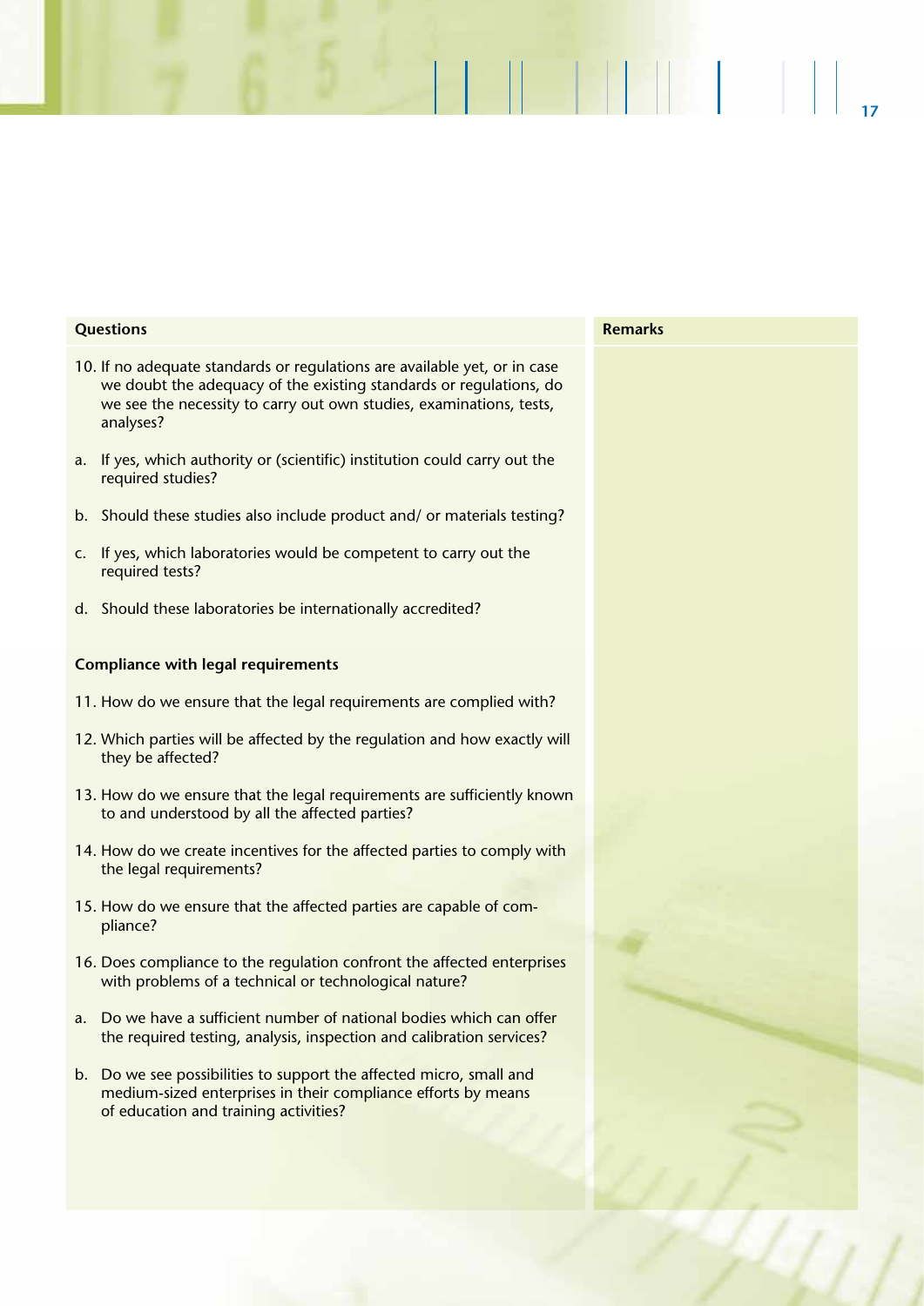| Questions | Remarks |
|---|---|
| 10. If no adequate standards or regulations are available yet, or in case we doubt the adequacy of the existing standards or regulations, do we see the necessity to carry out own studies, examinations, tests, analyses? | |
| a. If yes, which authority or (scientific) institution could carry out the required studies? | |
| b. Should these studies also include product and/ or materials testing? | |
| c. If yes, which laboratories would be competent to carry out the required tests? | |
| d. Should these laboratories be internationally accredited? | |
| **Compliance with legal requirements** | |
| 11. How do we ensure that the legal requirements are complied with? | |
| 12. Which parties will be affected by the regulation and how exactly will they be affected? | |
| 13. How do we ensure that the legal requirements are sufficiently known to and understood by all the affected parties? | |
| 14. How do we create incentives for the affected parties to comply with the legal requirements? | |
| 15. How do we ensure that the affected parties are capable of compliance? | |
| 16. Does compliance to the regulation confront the affected enterprises with problems of a technical or technological nature? | |
| a. Do we have a sufficient number of national bodies which can offer the required testing, analysis, inspection and calibration services? | |
| b. Do we see possibilities to support the affected micro, small and medium-sized enterprises in their compliance efforts by means of education and training activities? | |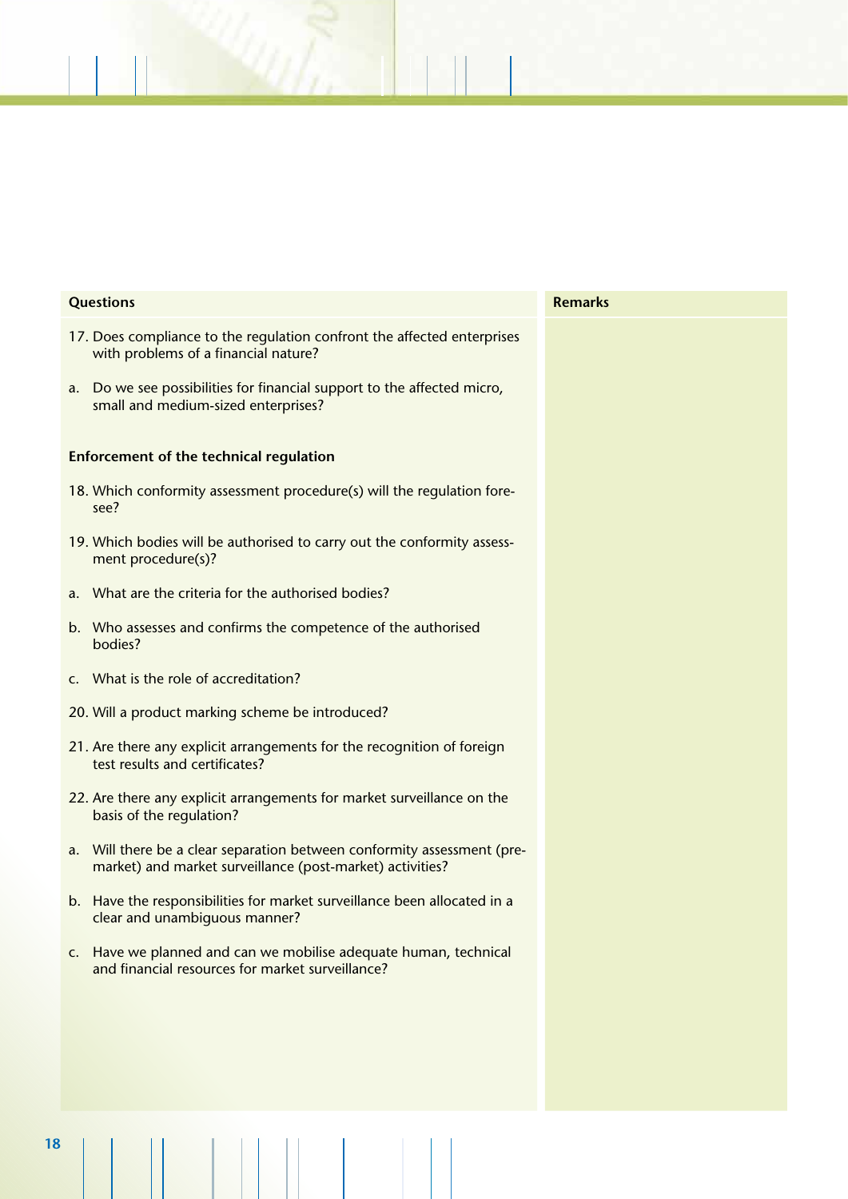| Questions | Remarks |
| --- | --- |
| 17. Does compliance to the regulation confront the affected enterprises with problems of a financial nature? | |
| a. Do we see possibilities for financial support to the affected micro, small and medium-sized enterprises? | |
| **Enforcement of the technical regulation** | |
| 18. Which conformity assessment procedure(s) will the regulation foresee? | |
| 19. Which bodies will be authorised to carry out the conformity assessment procedure(s)? | |
| a. What are the criteria for the authorised bodies? | |
| b. Who assesses and confirms the competence of the authorised bodies? | |
| c. What is the role of accreditation? | |
| 20. Will a product marking scheme be introduced? | |
| 21. Are there any explicit arrangements for the recognition of foreign test results and certificates? | |
| 22. Are there any explicit arrangements for market surveillance on the basis of the regulation? | |
| a. Will there be a clear separation between conformity assessment (pre-market) and market surveillance (post-market) activities? | |
| b. Have the responsibilities for market surveillance been allocated in a clear and unambiguous manner? | |
| c. Have we planned and can we mobilise adequate human, technical and financial resources for market surveillance? | |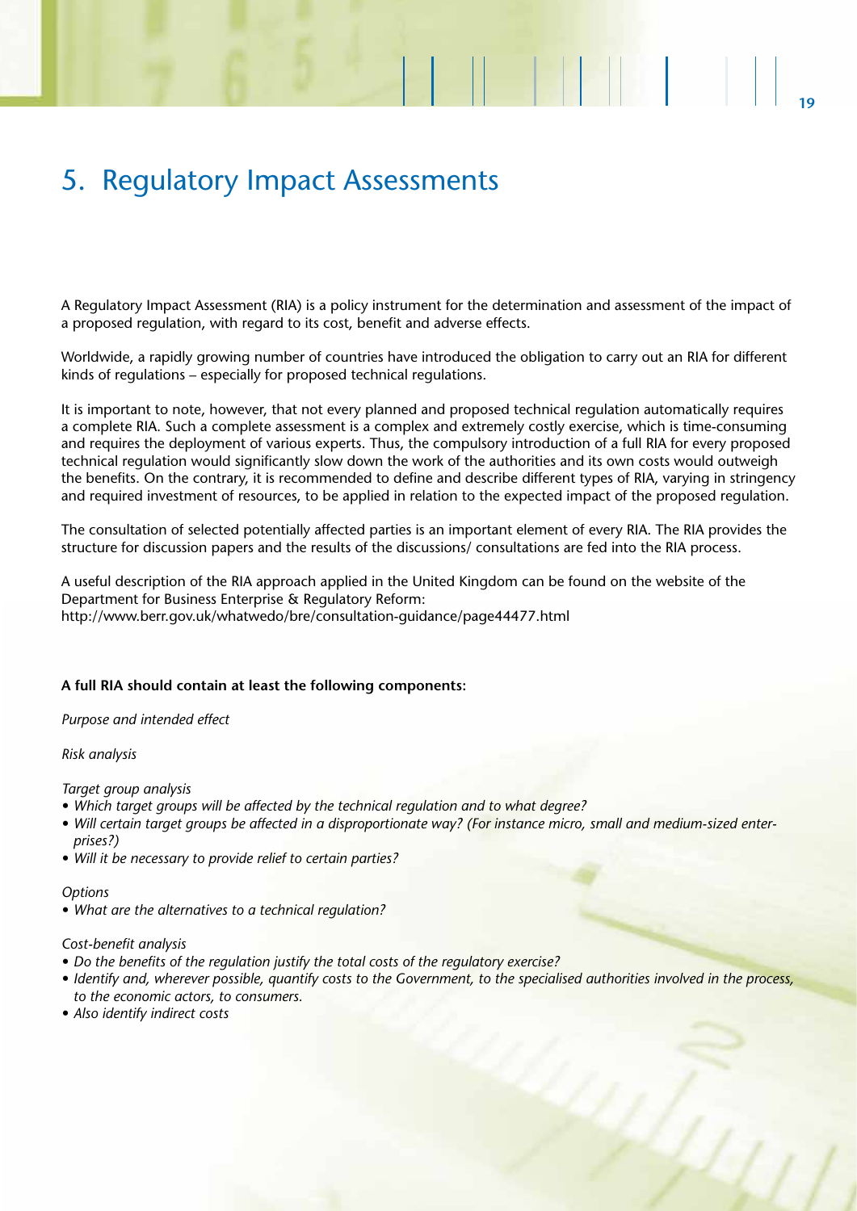# 5. Regulatory Impact Assessments

A Regulatory Impact Assessment (RIA) is a policy instrument for the determination and assessment of the impact of a proposed regulation, with regard to its cost, benefit and adverse effects.

Worldwide, a rapidly growing number of countries have introduced the obligation to carry out an RIA for different kinds of regulations – especially for proposed technical regulations.

It is important to note, however, that not every planned and proposed technical regulation automatically requires a complete RIA. Such a complete assessment is a complex and extremely costly exercise, which is time-consuming and requires the deployment of various experts. Thus, the compulsory introduction of a full RIA for every proposed technical regulation would significantly slow down the work of the authorities and its own costs would outweigh the benefits. On the contrary, it is recommended to define and describe different types of RIA, varying in stringency and required investment of resources, to be applied in relation to the expected impact of the proposed regulation.

The consultation of selected potentially affected parties is an important element of every RIA. The RIA provides the structure for discussion papers and the results of the discussions/ consultations are fed into the RIA process.

A useful description of the RIA approach applied in the United Kingdom can be found on the website of the Department for Business Enterprise & Regulatory Reform:
http://www.berr.gov.uk/whatwedo/bre/consultation-guidance/page44477.html

**A full RIA should contain at least the following components:**

*Purpose and intended effect*

*Risk analysis*

*Target group analysis*

- *Which target groups will be affected by the technical regulation and to what degree?*
- *Will certain target groups be affected in a disproportionate way? (For instance micro, small and medium-sized enterprises?)*
- *Will it be necessary to provide relief to certain parties?*

*Options*

- *What are the alternatives to a technical regulation?*

*Cost-benefit analysis*

- *Do the benefits of the regulation justify the total costs of the regulatory exercise?*
- *Identify and, wherever possible, quantify costs to the Government, to the specialised authorities involved in the process, to the economic actors, to consumers.*
- *Also identify indirect costs*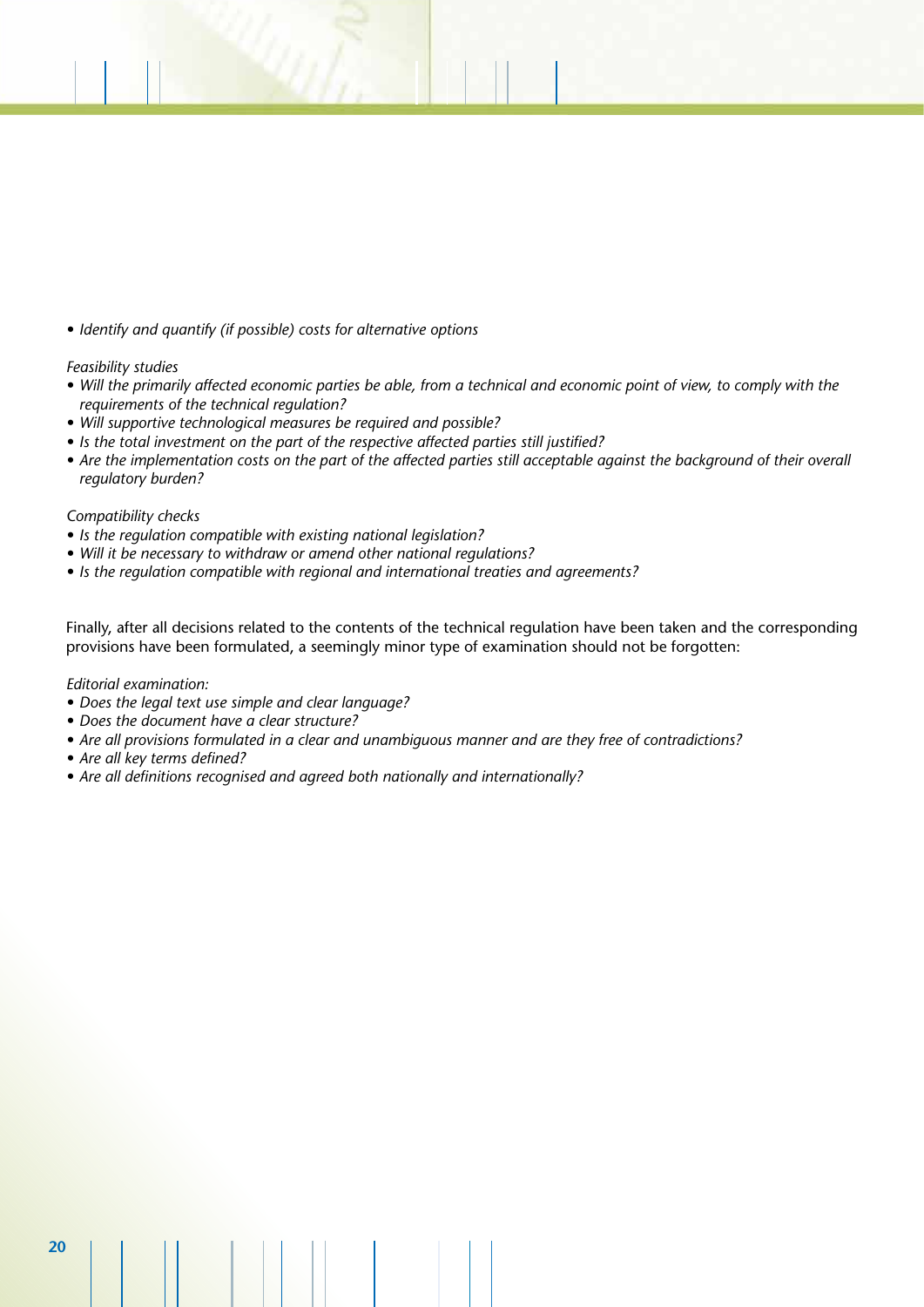- *Identify and quantify (if possible) costs for alternative options*

*Feasibility studies*

- *Will the primarily affected economic parties be able, from a technical and economic point of view, to comply with the requirements of the technical regulation?*
- *Will supportive technological measures be required and possible?*
- *Is the total investment on the part of the respective affected parties still justified?*
- *Are the implementation costs on the part of the affected parties still acceptable against the background of their overall regulatory burden?*

*Compatibility checks*

- *Is the regulation compatible with existing national legislation?*
- *Will it be necessary to withdraw or amend other national regulations?*
- *Is the regulation compatible with regional and international treaties and agreements?*

Finally, after all decisions related to the contents of the technical regulation have been taken and the corresponding provisions have been formulated, a seemingly minor type of examination should not be forgotten:

*Editorial examination:*

- *Does the legal text use simple and clear language?*
- *Does the document have a clear structure?*
- *Are all provisions formulated in a clear and unambiguous manner and are they free of contradictions?*
- *Are all key terms defined?*
- *Are all definitions recognised and agreed both nationally and internationally?*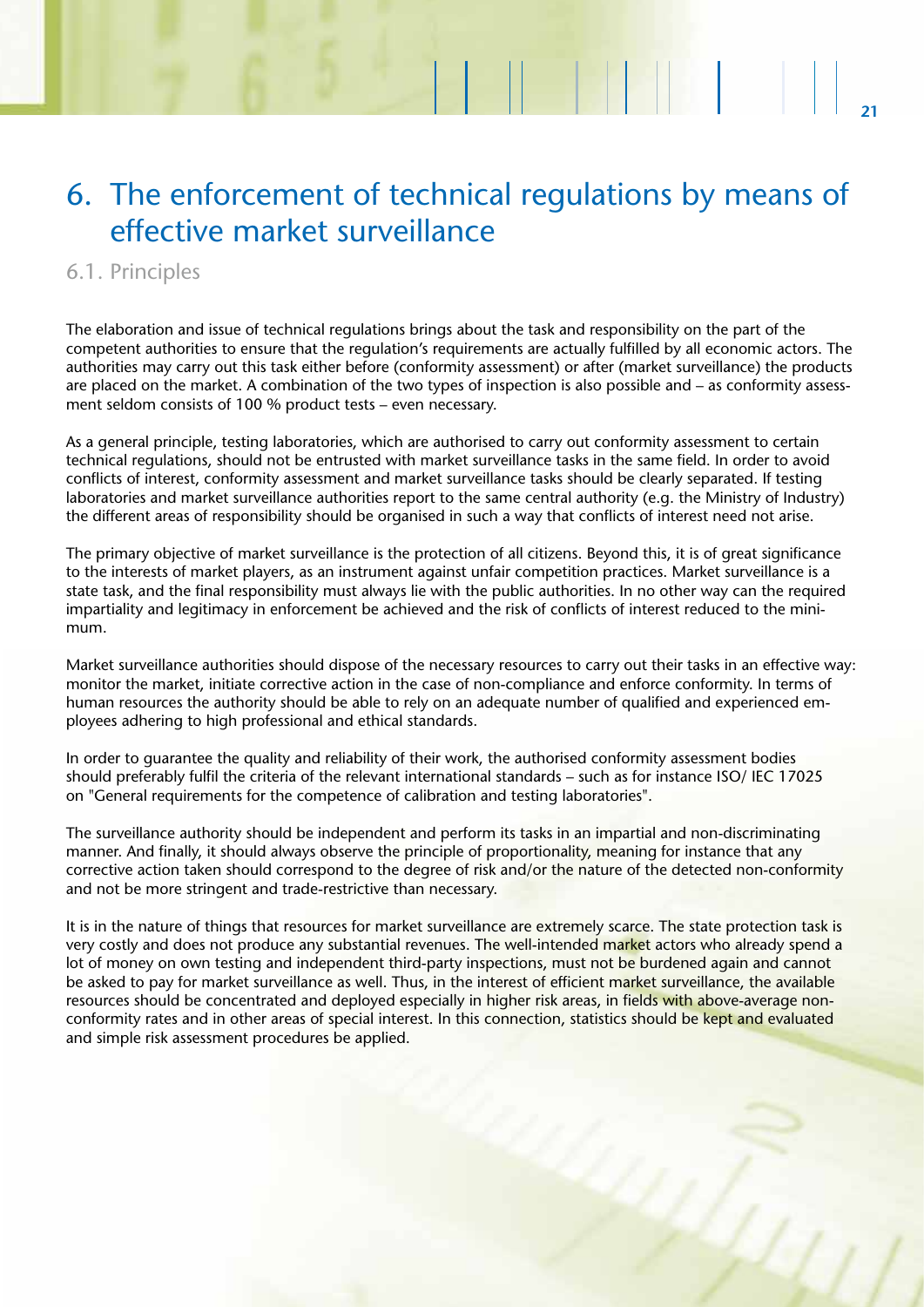# 6. The enforcement of technical regulations by means of effective market surveillance

## 6.1. Principles

The elaboration and issue of technical regulations brings about the task and responsibility on the part of the competent authorities to ensure that the regulation's requirements are actually fulfilled by all economic actors. The authorities may carry out this task either before (conformity assessment) or after (market surveillance) the products are placed on the market. A combination of the two types of inspection is also possible and – as conformity assessment seldom consists of 100 % product tests – even necessary.

As a general principle, testing laboratories, which are authorised to carry out conformity assessment to certain technical regulations, should not be entrusted with market surveillance tasks in the same field. In order to avoid conflicts of interest, conformity assessment and market surveillance tasks should be clearly separated. If testing laboratories and market surveillance authorities report to the same central authority (e.g. the Ministry of Industry) the different areas of responsibility should be organised in such a way that conflicts of interest need not arise.

The primary objective of market surveillance is the protection of all citizens. Beyond this, it is of great significance to the interests of market players, as an instrument against unfair competition practices. Market surveillance is a state task, and the final responsibility must always lie with the public authorities. In no other way can the required impartiality and legitimacy in enforcement be achieved and the risk of conflicts of interest reduced to the minimum.

Market surveillance authorities should dispose of the necessary resources to carry out their tasks in an effective way: monitor the market, initiate corrective action in the case of non-compliance and enforce conformity. In terms of human resources the authority should be able to rely on an adequate number of qualified and experienced employees adhering to high professional and ethical standards.

In order to guarantee the quality and reliability of their work, the authorised conformity assessment bodies should preferably fulfil the criteria of the relevant international standards – such as for instance ISO/ IEC 17025 on "General requirements for the competence of calibration and testing laboratories".

The surveillance authority should be independent and perform its tasks in an impartial and non-discriminating manner. And finally, it should always observe the principle of proportionality, meaning for instance that any corrective action taken should correspond to the degree of risk and/or the nature of the detected non-conformity and not be more stringent and trade-restrictive than necessary.

It is in the nature of things that resources for market surveillance are extremely scarce. The state protection task is very costly and does not produce any substantial revenues. The well-intended market actors who already spend a lot of money on own testing and independent third-party inspections, must not be burdened again and cannot be asked to pay for market surveillance as well. Thus, in the interest of efficient market surveillance, the available resources should be concentrated and deployed especially in higher risk areas, in fields with above-average non-conformity rates and in other areas of special interest. In this connection, statistics should be kept and evaluated and simple risk assessment procedures be applied.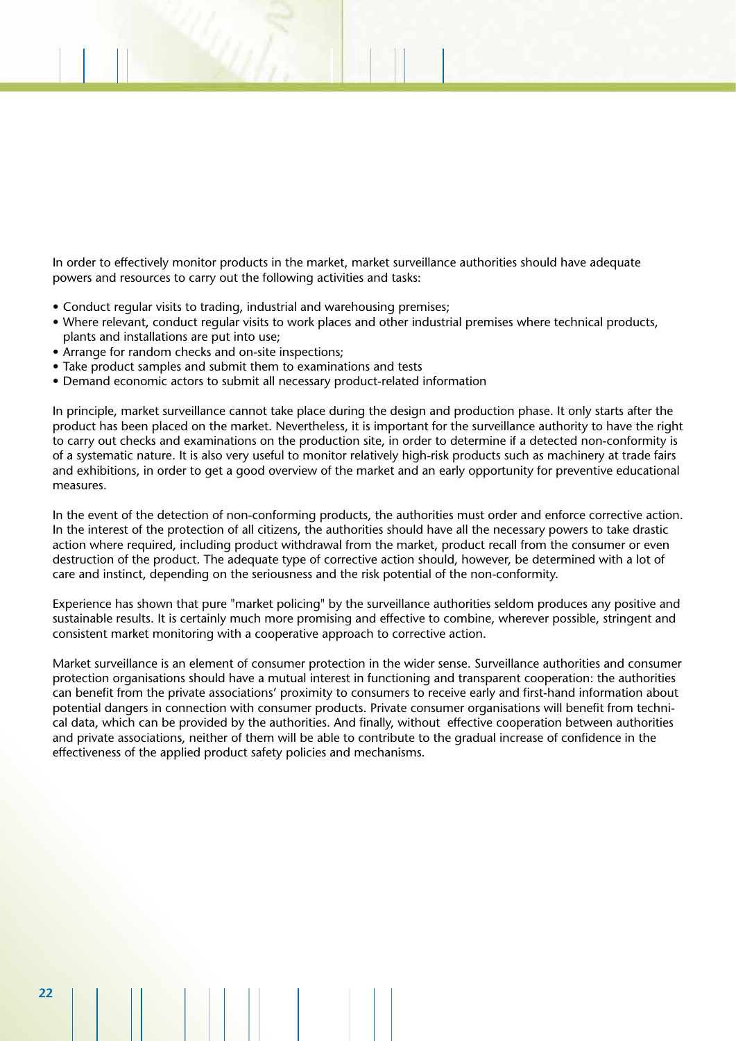In order to effectively monitor products in the market, market surveillance authorities should have adequate powers and resources to carry out the following activities and tasks:

- Conduct regular visits to trading, industrial and warehousing premises;
- Where relevant, conduct regular visits to work places and other industrial premises where technical products, plants and installations are put into use;
- Arrange for random checks and on-site inspections;
- Take product samples and submit them to examinations and tests
- Demand economic actors to submit all necessary product-related information

In principle, market surveillance cannot take place during the design and production phase. It only starts after the product has been placed on the market. Nevertheless, it is important for the surveillance authority to have the right to carry out checks and examinations on the production site, in order to determine if a detected non-conformity is of a systematic nature. It is also very useful to monitor relatively high-risk products such as machinery at trade fairs and exhibitions, in order to get a good overview of the market and an early opportunity for preventive educational measures.

In the event of the detection of non-conforming products, the authorities must order and enforce corrective action. In the interest of the protection of all citizens, the authorities should have all the necessary powers to take drastic action where required, including product withdrawal from the market, product recall from the consumer or even destruction of the product. The adequate type of corrective action should, however, be determined with a lot of care and instinct, depending on the seriousness and the risk potential of the non-conformity.

Experience has shown that pure "market policing" by the surveillance authorities seldom produces any positive and sustainable results. It is certainly much more promising and effective to combine, wherever possible, stringent and consistent market monitoring with a cooperative approach to corrective action.

Market surveillance is an element of consumer protection in the wider sense. Surveillance authorities and consumer protection organisations should have a mutual interest in functioning and transparent cooperation: the authorities can benefit from the private associations' proximity to consumers to receive early and first-hand information about potential dangers in connection with consumer products. Private consumer organisations will benefit from technical data, which can be provided by the authorities. And finally, without effective cooperation between authorities and private associations, neither of them will be able to contribute to the gradual increase of confidence in the effectiveness of the applied product safety policies and mechanisms.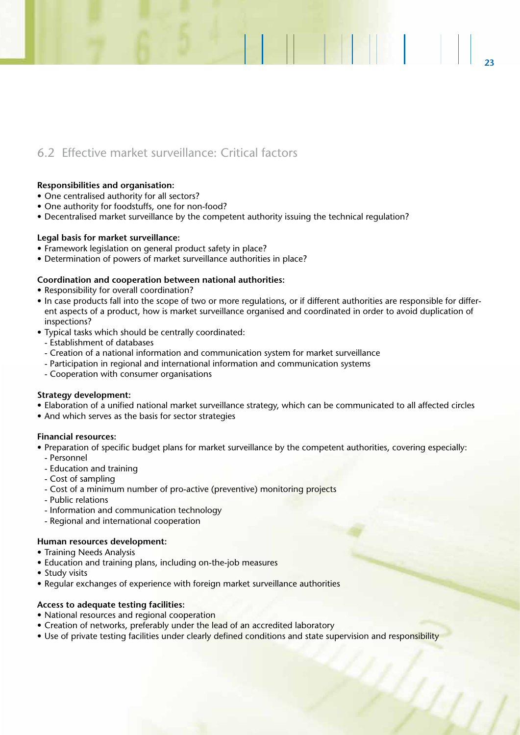## 6.2 Effective market surveillance: Critical factors

**Responsibilities and organisation:**
- One centralised authority for all sectors?
- One authority for foodstuffs, one for non-food?
- Decentralised market surveillance by the competent authority issuing the technical regulation?

**Legal basis for market surveillance:**
- Framework legislation on general product safety in place?
- Determination of powers of market surveillance authorities in place?

**Coordination and cooperation between national authorities:**
- Responsibility for overall coordination?
- In case products fall into the scope of two or more regulations, or if different authorities are responsible for different aspects of a product, how is market surveillance organised and coordinated in order to avoid duplication of inspections?
- Typical tasks which should be centrally coordinated:
  - Establishment of databases
  - Creation of a national information and communication system for market surveillance
  - Participation in regional and international information and communication systems
  - Cooperation with consumer organisations

**Strategy development:**
- Elaboration of a unified national market surveillance strategy, which can be communicated to all affected circles
- And which serves as the basis for sector strategies

**Financial resources:**
- Preparation of specific budget plans for market surveillance by the competent authorities, covering especially:
  - Personnel
  - Education and training
  - Cost of sampling
  - Cost of a minimum number of pro-active (preventive) monitoring projects
  - Public relations
  - Information and communication technology
  - Regional and international cooperation

**Human resources development:**
- Training Needs Analysis
- Education and training plans, including on-the-job measures
- Study visits
- Regular exchanges of experience with foreign market surveillance authorities

**Access to adequate testing facilities:**
- National resources and regional cooperation
- Creation of networks, preferably under the lead of an accredited laboratory
- Use of private testing facilities under clearly defined conditions and state supervision and responsibility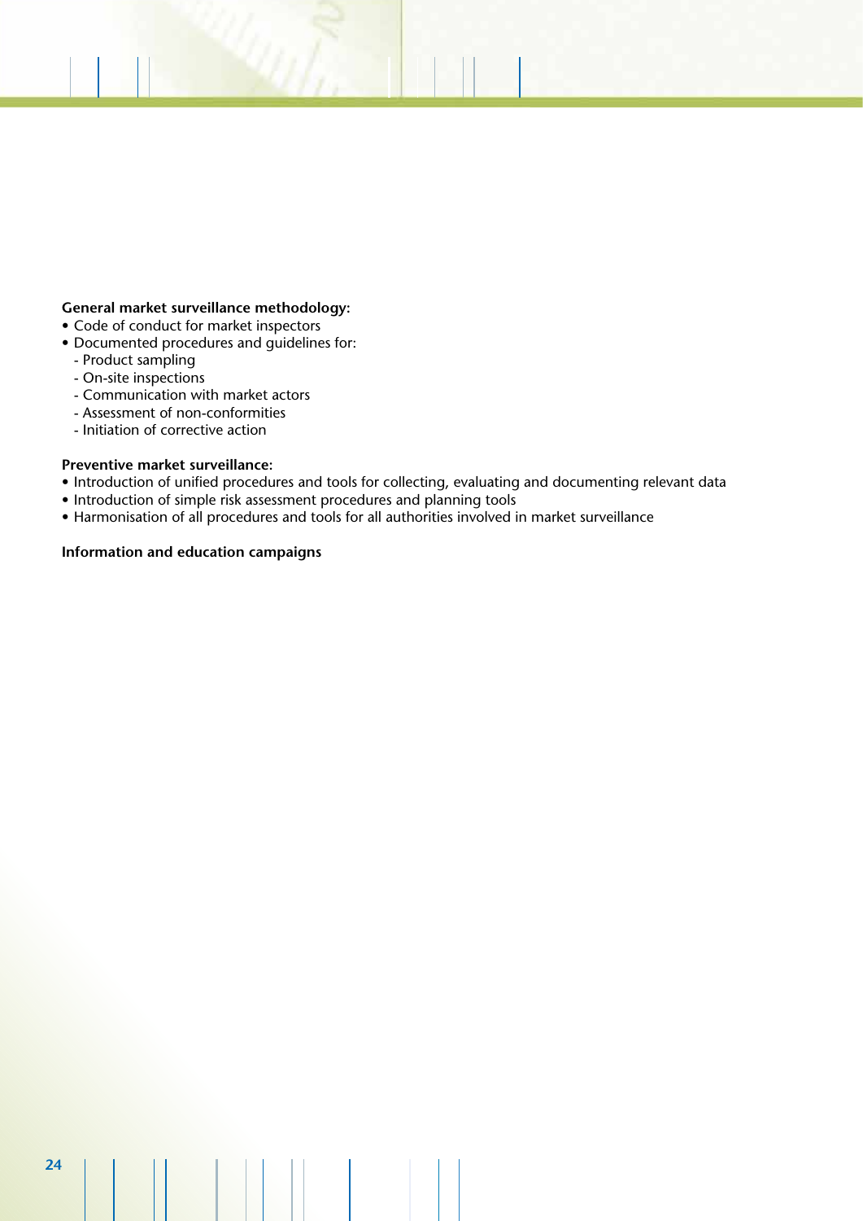**General market surveillance methodology:**

- Code of conduct for market inspectors
- Documented procedures and guidelines for:
  - Product sampling
  - On-site inspections
  - Communication with market actors
  - Assessment of non-conformities
  - Initiation of corrective action

**Preventive market surveillance:**

- Introduction of unified procedures and tools for collecting, evaluating and documenting relevant data
- Introduction of simple risk assessment procedures and planning tools
- Harmonisation of all procedures and tools for all authorities involved in market surveillance

**Information and education campaigns**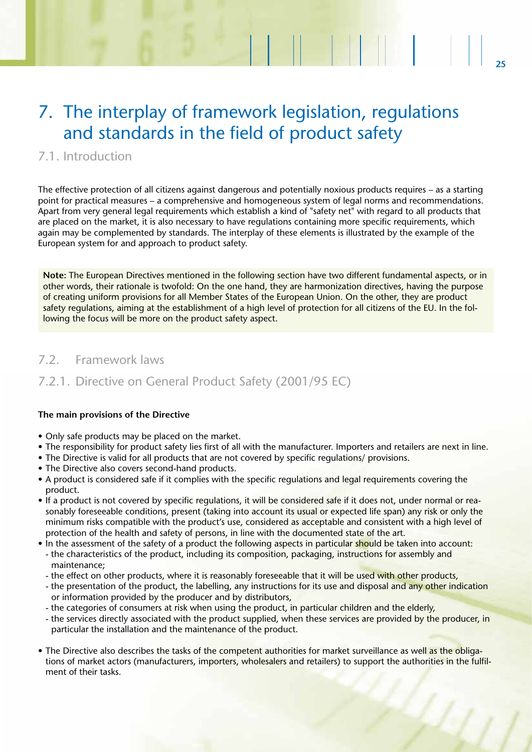# 7. The interplay of framework legislation, regulations and standards in the field of product safety

## 7.1. Introduction

The effective protection of all citizens against dangerous and potentially noxious products requires – as a starting point for practical measures – a comprehensive and homogeneous system of legal norms and recommendations. Apart from very general legal requirements which establish a kind of "safety net" with regard to all products that are placed on the market, it is also necessary to have regulations containing more specific requirements, which again may be complemented by standards. The interplay of these elements is illustrated by the example of the European system for and approach to product safety.

> **Note:** The European Directives mentioned in the following section have two different fundamental aspects, or in other words, their rationale is twofold: On the one hand, they are harmonization directives, having the purpose of creating uniform provisions for all Member States of the European Union. On the other, they are product safety regulations, aiming at the establishment of a high level of protection for all citizens of the EU. In the following the focus will be more on the product safety aspect.

## 7.2. Framework laws

### 7.2.1. Directive on General Product Safety (2001/95 EC)

**The main provisions of the Directive**

- Only safe products may be placed on the market.
- The responsibility for product safety lies first of all with the manufacturer. Importers and retailers are next in line.
- The Directive is valid for all products that are not covered by specific regulations/ provisions.
- The Directive also covers second-hand products.
- A product is considered safe if it complies with the specific regulations and legal requirements covering the product.
- If a product is not covered by specific regulations, it will be considered safe if it does not, under normal or reasonably foreseeable conditions, present (taking into account its usual or expected life span) any risk or only the minimum risks compatible with the product's use, considered as acceptable and consistent with a high level of protection of the health and safety of persons, in line with the documented state of the art.
- In the assessment of the safety of a product the following aspects in particular should be taken into account:
  - the characteristics of the product, including its composition, packaging, instructions for assembly and maintenance;
  - the effect on other products, where it is reasonably foreseeable that it will be used with other products,
  - the presentation of the product, the labelling, any instructions for its use and disposal and any other indication or information provided by the producer and by distributors,
  - the categories of consumers at risk when using the product, in particular children and the elderly,
  - the services directly associated with the product supplied, when these services are provided by the producer, in particular the installation and the maintenance of the product.

- The Directive also describes the tasks of the competent authorities for market surveillance as well as the obligations of market actors (manufacturers, importers, wholesalers and retailers) to support the authorities in the fulfilment of their tasks.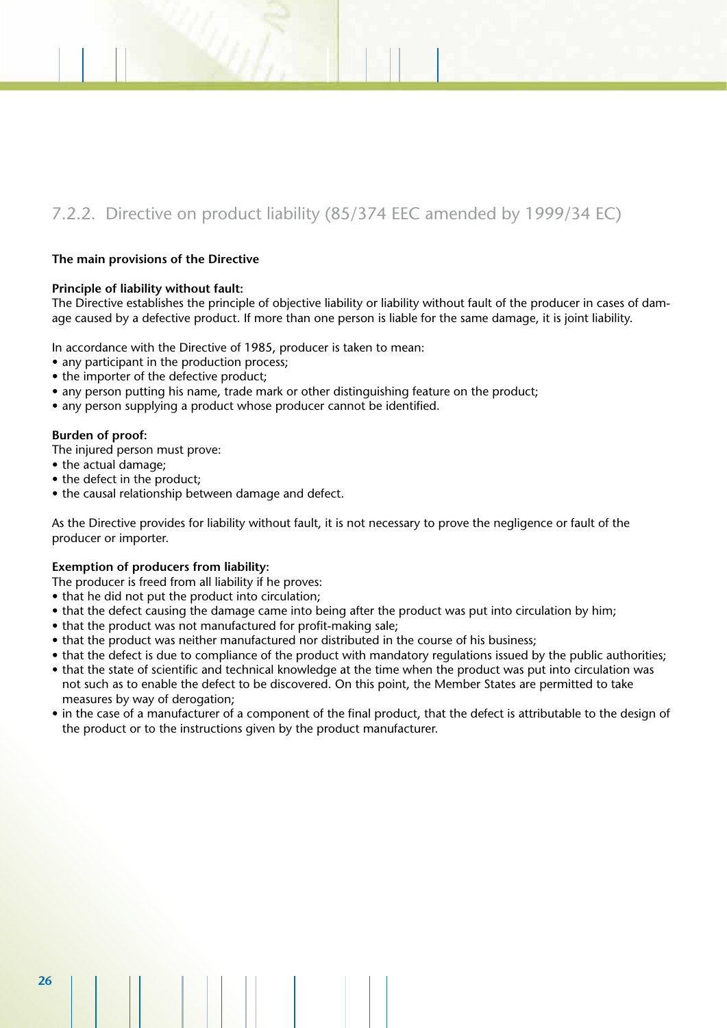### 7.2.2. Directive on product liability (85/374 EEC amended by 1999/34 EC)

**The main provisions of the Directive**

**Principle of liability without fault:**
The Directive establishes the principle of objective liability or liability without fault of the producer in cases of damage caused by a defective product. If more than one person is liable for the same damage, it is joint liability.

In accordance with the Directive of 1985, producer is taken to mean:
- any participant in the production process;
- the importer of the defective product;
- any person putting his name, trade mark or other distinguishing feature on the product;
- any person supplying a product whose producer cannot be identified.

**Burden of proof:**
The injured person must prove:
- the actual damage;
- the defect in the product;
- the causal relationship between damage and defect.

As the Directive provides for liability without fault, it is not necessary to prove the negligence or fault of the producer or importer.

**Exemption of producers from liability:**
The producer is freed from all liability if he proves:
- that he did not put the product into circulation;
- that the defect causing the damage came into being after the product was put into circulation by him;
- that the product was not manufactured for profit-making sale;
- that the product was neither manufactured nor distributed in the course of his business;
- that the defect is due to compliance of the product with mandatory regulations issued by the public authorities;
- that the state of scientific and technical knowledge at the time when the product was put into circulation was not such as to enable the defect to be discovered. On this point, the Member States are permitted to take measures by way of derogation;
- in the case of a manufacturer of a component of the final product, that the defect is attributable to the design of the product or to the instructions given by the product manufacturer.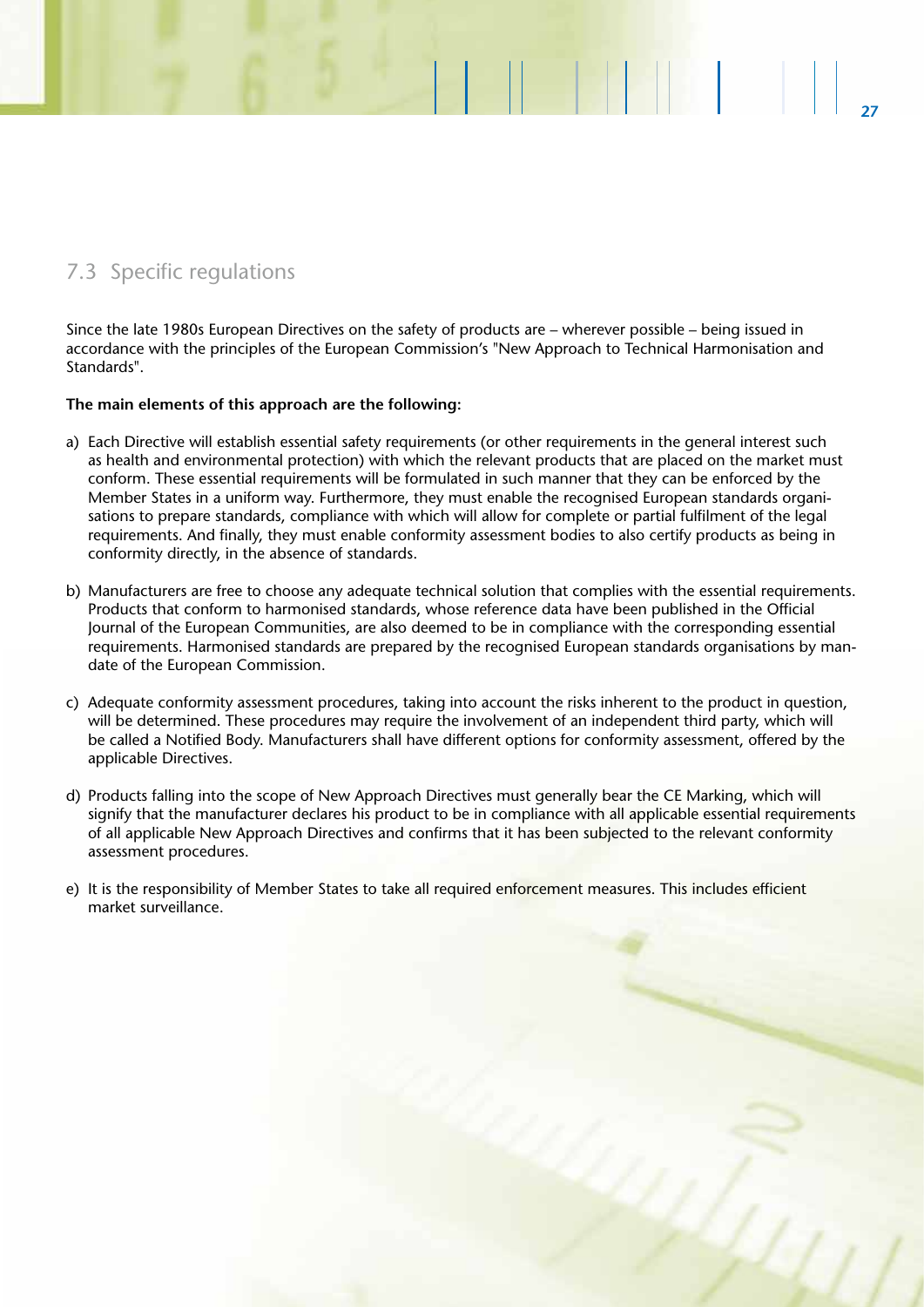## 7.3 Specific regulations

Since the late 1980s European Directives on the safety of products are – wherever possible – being issued in accordance with the principles of the European Commission's "New Approach to Technical Harmonisation and Standards".

**The main elements of this approach are the following:**

a) Each Directive will establish essential safety requirements (or other requirements in the general interest such as health and environmental protection) with which the relevant products that are placed on the market must conform. These essential requirements will be formulated in such manner that they can be enforced by the Member States in a uniform way. Furthermore, they must enable the recognised European standards organisations to prepare standards, compliance with which will allow for complete or partial fulfilment of the legal requirements. And finally, they must enable conformity assessment bodies to also certify products as being in conformity directly, in the absence of standards.

b) Manufacturers are free to choose any adequate technical solution that complies with the essential requirements. Products that conform to harmonised standards, whose reference data have been published in the Official Journal of the European Communities, are also deemed to be in compliance with the corresponding essential requirements. Harmonised standards are prepared by the recognised European standards organisations by mandate of the European Commission.

c) Adequate conformity assessment procedures, taking into account the risks inherent to the product in question, will be determined. These procedures may require the involvement of an independent third party, which will be called a Notified Body. Manufacturers shall have different options for conformity assessment, offered by the applicable Directives.

d) Products falling into the scope of New Approach Directives must generally bear the CE Marking, which will signify that the manufacturer declares his product to be in compliance with all applicable essential requirements of all applicable New Approach Directives and confirms that it has been subjected to the relevant conformity assessment procedures.

e) It is the responsibility of Member States to take all required enforcement measures. This includes efficient market surveillance.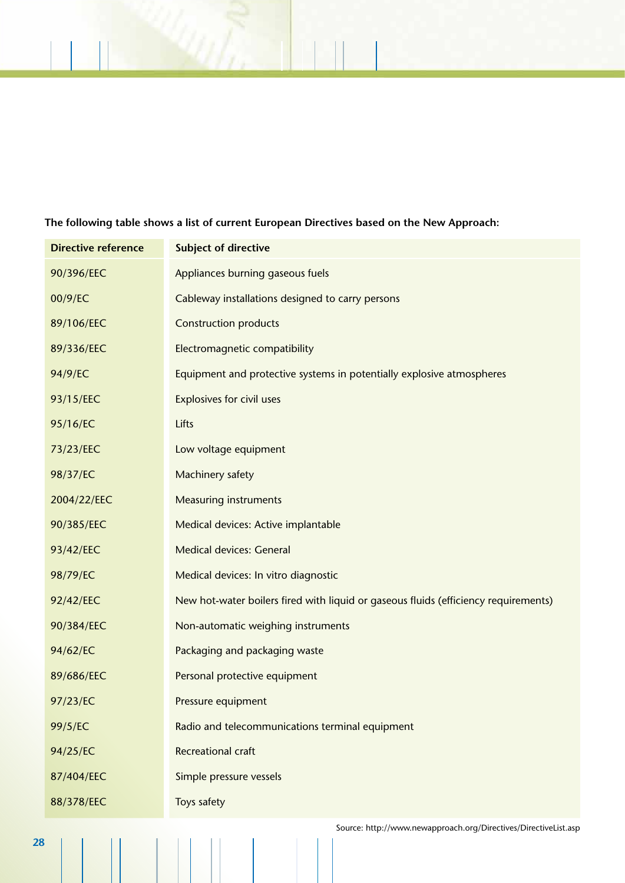**The following table shows a list of current European Directives based on the New Approach:**

| Directive reference | Subject of directive |
|---|---|
| 90/396/EEC | Appliances burning gaseous fuels |
| 00/9/EC | Cableway installations designed to carry persons |
| 89/106/EEC | Construction products |
| 89/336/EEC | Electromagnetic compatibility |
| 94/9/EC | Equipment and protective systems in potentially explosive atmospheres |
| 93/15/EEC | Explosives for civil uses |
| 95/16/EC | Lifts |
| 73/23/EEC | Low voltage equipment |
| 98/37/EC | Machinery safety |
| 2004/22/EEC | Measuring instruments |
| 90/385/EEC | Medical devices: Active implantable |
| 93/42/EEC | Medical devices: General |
| 98/79/EC | Medical devices: In vitro diagnostic |
| 92/42/EEC | New hot-water boilers fired with liquid or gaseous fluids (efficiency requirements) |
| 90/384/EEC | Non-automatic weighing instruments |
| 94/62/EC | Packaging and packaging waste |
| 89/686/EEC | Personal protective equipment |
| 97/23/EC | Pressure equipment |
| 99/5/EC | Radio and telecommunications terminal equipment |
| 94/25/EC | Recreational craft |
| 87/404/EEC | Simple pressure vessels |
| 88/378/EEC | Toys safety |

Source: http://www.newapproach.org/Directives/DirectiveList.asp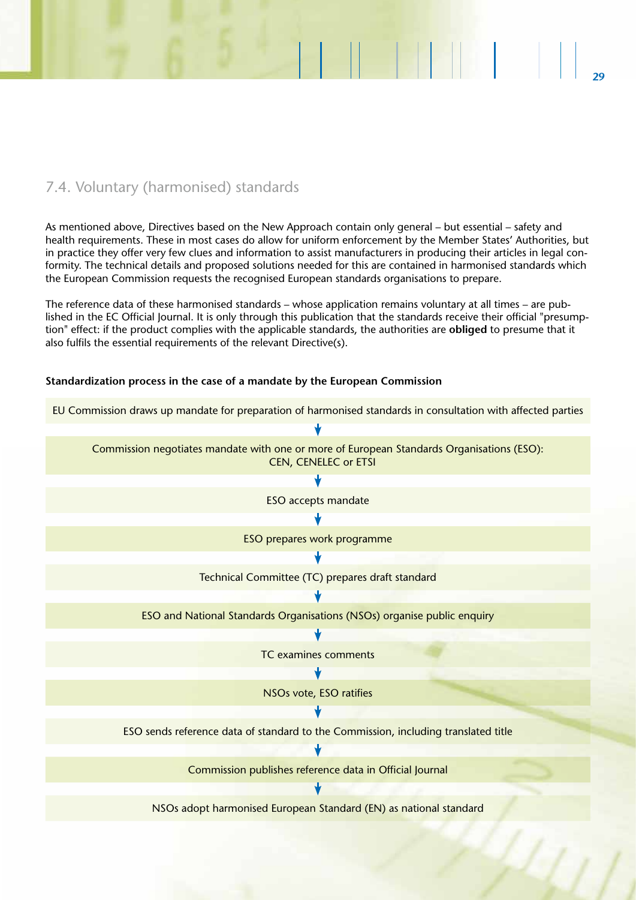## 7.4. Voluntary (harmonised) standards

As mentioned above, Directives based on the New Approach contain only general – but essential – safety and health requirements. These in most cases do allow for uniform enforcement by the Member States' Authorities, but in practice they offer very few clues and information to assist manufacturers in producing their articles in legal conformity. The technical details and proposed solutions needed for this are contained in harmonised standards which the European Commission requests the recognised European standards organisations to prepare.

The reference data of these harmonised standards – whose application remains voluntary at all times – are published in the EC Official Journal. It is only through this publication that the standards receive their official "presumption" effect: if the product complies with the applicable standards, the authorities are **obliged** to presume that it also fulfils the essential requirements of the relevant Directive(s).

**Standardization process in the case of a mandate by the European Commission**

EU Commission draws up mandate for preparation of harmonised standards in consultation with affected parties

↓

Commission negotiates mandate with one or more of European Standards Organisations (ESO): CEN, CENELEC or ETSI

↓

ESO accepts mandate

↓

ESO prepares work programme

↓

Technical Committee (TC) prepares draft standard

↓

ESO and National Standards Organisations (NSOs) organise public enquiry

↓

TC examines comments

↓

NSOs vote, ESO ratifies

↓

ESO sends reference data of standard to the Commission, including translated title

↓

Commission publishes reference data in Official Journal

↓

NSOs adopt harmonised European Standard (EN) as national standard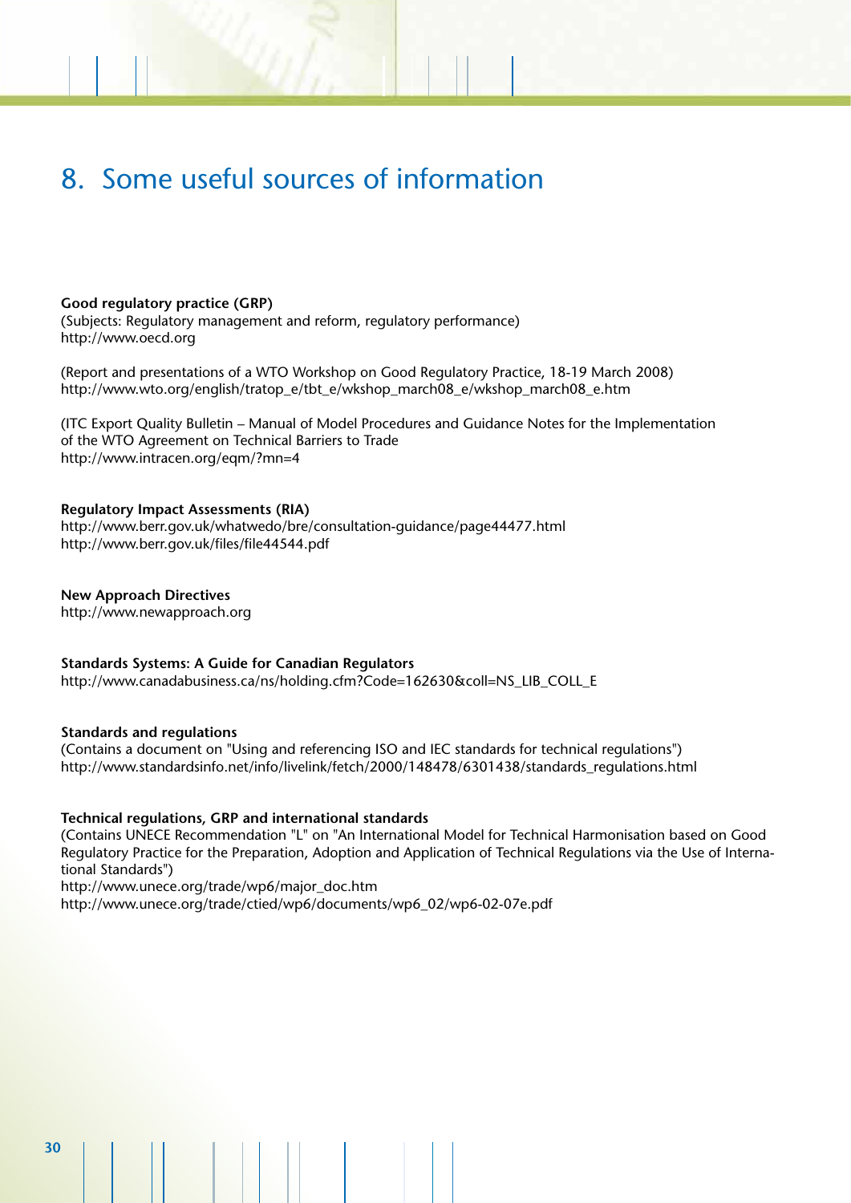# 8. Some useful sources of information

**Good regulatory practice (GRP)**
(Subjects: Regulatory management and reform, regulatory performance)
http://www.oecd.org

(Report and presentations of a WTO Workshop on Good Regulatory Practice, 18-19 March 2008)
http://www.wto.org/english/tratop_e/tbt_e/wkshop_march08_e/wkshop_march08_e.htm

(ITC Export Quality Bulletin – Manual of Model Procedures and Guidance Notes for the Implementation of the WTO Agreement on Technical Barriers to Trade
http://www.intracen.org/eqm/?mn=4

**Regulatory Impact Assessments (RIA)**
http://www.berr.gov.uk/whatwedo/bre/consultation-guidance/page44477.html
http://www.berr.gov.uk/files/file44544.pdf

**New Approach Directives**
http://www.newapproach.org

**Standards Systems: A Guide for Canadian Regulators**
http://www.canadabusiness.ca/ns/holding.cfm?Code=162630&coll=NS_LIB_COLL_E

**Standards and regulations**
(Contains a document on "Using and referencing ISO and IEC standards for technical regulations")
http://www.standardsinfo.net/info/livelink/fetch/2000/148478/6301438/standards_regulations.html

**Technical regulations, GRP and international standards**
(Contains UNECE Recommendation "L" on "An International Model for Technical Harmonisation based on Good Regulatory Practice for the Preparation, Adoption and Application of Technical Regulations via the Use of International Standards")
http://www.unece.org/trade/wp6/major_doc.htm
http://www.unece.org/trade/ctied/wp6/documents/wp6_02/wp6-02-07e.pdf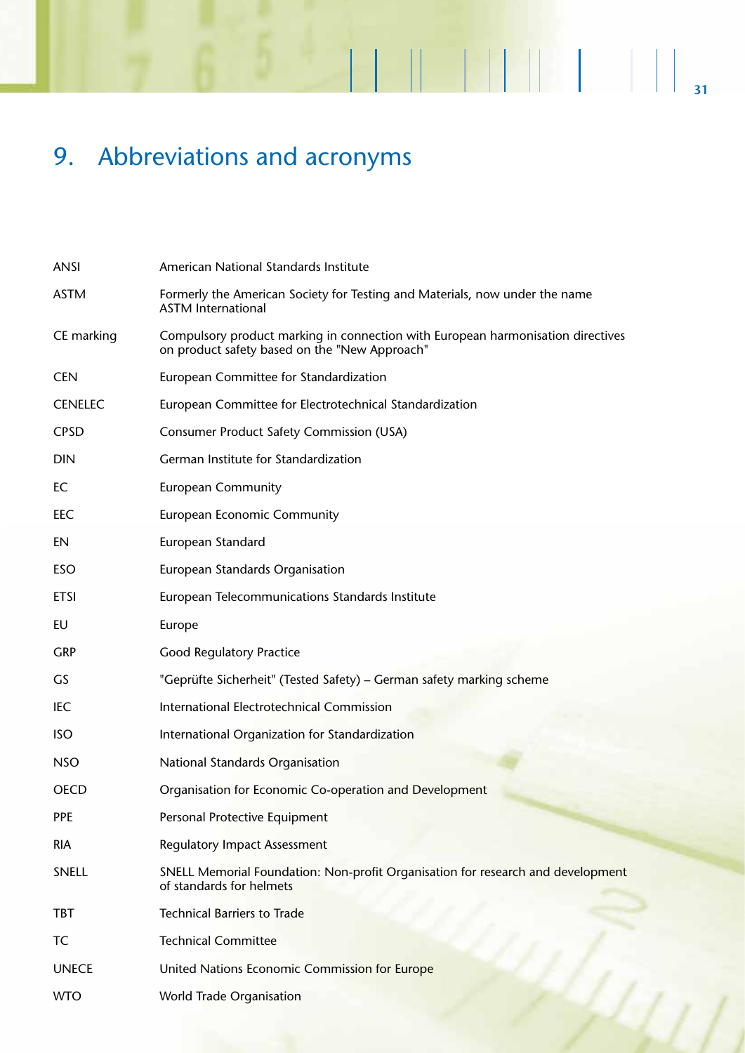# 9. Abbreviations and acronyms

| | |
|---|---|
| ANSI | American National Standards Institute |
| ASTM | Formerly the American Society for Testing and Materials, now under the name ASTM International |
| CE marking | Compulsory product marking in connection with European harmonisation directives on product safety based on the "New Approach" |
| CEN | European Committee for Standardization |
| CENELEC | European Committee for Electrotechnical Standardization |
| CPSD | Consumer Product Safety Commission (USA) |
| DIN | German Institute for Standardization |
| EC | European Community |
| EEC | European Economic Community |
| EN | European Standard |
| ESO | European Standards Organisation |
| ETSI | European Telecommunications Standards Institute |
| EU | Europe |
| GRP | Good Regulatory Practice |
| GS | "Geprüfte Sicherheit" (Tested Safety) – German safety marking scheme |
| IEC | International Electrotechnical Commission |
| ISO | International Organization for Standardization |
| NSO | National Standards Organisation |
| OECD | Organisation for Economic Co-operation and Development |
| PPE | Personal Protective Equipment |
| RIA | Regulatory Impact Assessment |
| SNELL | SNELL Memorial Foundation: Non-profit Organisation for research and development of standards for helmets |
| TBT | Technical Barriers to Trade |
| TC | Technical Committee |
| UNECE | United Nations Economic Commission for Europe |
| WTO | World Trade Organisation |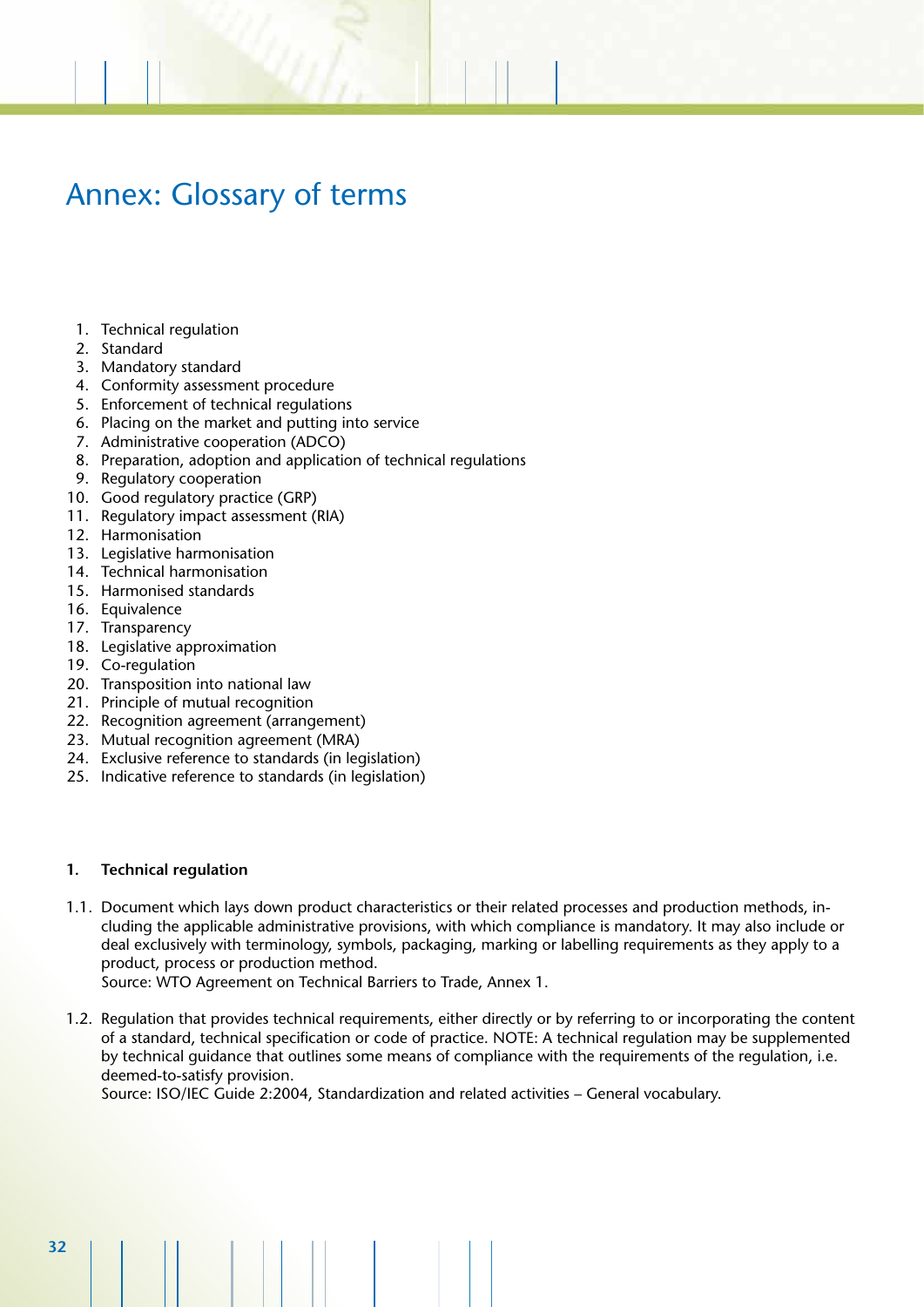# Annex: Glossary of terms

1. Technical regulation
2. Standard
3. Mandatory standard
4. Conformity assessment procedure
5. Enforcement of technical regulations
6. Placing on the market and putting into service
7. Administrative cooperation (ADCO)
8. Preparation, adoption and application of technical regulations
9. Regulatory cooperation
10. Good regulatory practice (GRP)
11. Regulatory impact assessment (RIA)
12. Harmonisation
13. Legislative harmonisation
14. Technical harmonisation
15. Harmonised standards
16. Equivalence
17. Transparency
18. Legislative approximation
19. Co-regulation
20. Transposition into national law
21. Principle of mutual recognition
22. Recognition agreement (arrangement)
23. Mutual recognition agreement (MRA)
24. Exclusive reference to standards (in legislation)
25. Indicative reference to standards (in legislation)

### 1. Technical regulation

1.1. Document which lays down product characteristics or their related processes and production methods, including the applicable administrative provisions, with which compliance is mandatory. It may also include or deal exclusively with terminology, symbols, packaging, marking or labelling requirements as they apply to a product, process or production method.
Source: WTO Agreement on Technical Barriers to Trade, Annex 1.

1.2. Regulation that provides technical requirements, either directly or by referring to or incorporating the content of a standard, technical specification or code of practice. NOTE: A technical regulation may be supplemented by technical guidance that outlines some means of compliance with the requirements of the regulation, i.e. deemed-to-satisfy provision.
Source: ISO/IEC Guide 2:2004, Standardization and related activities – General vocabulary.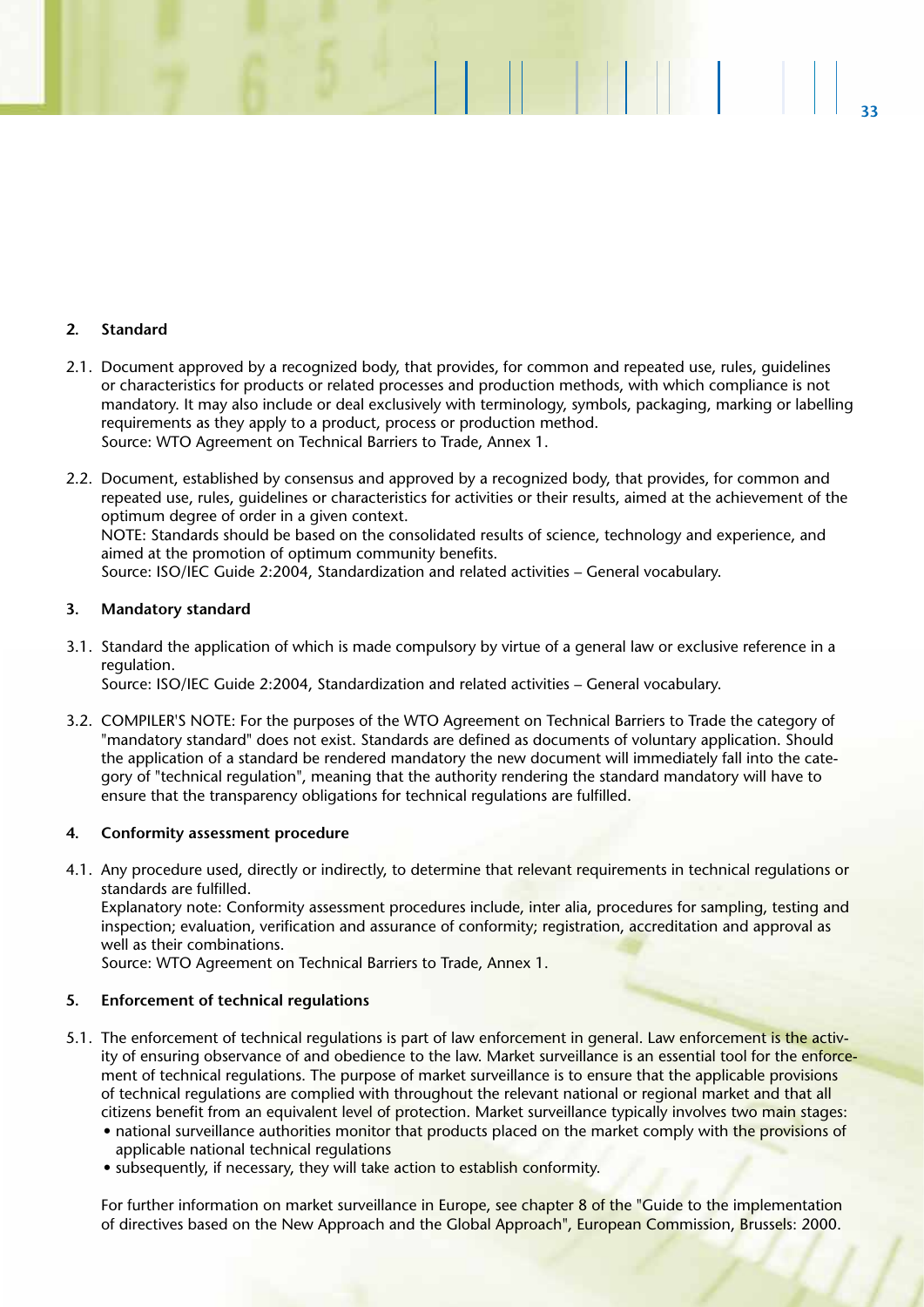## 2. Standard

2.1. Document approved by a recognized body, that provides, for common and repeated use, rules, guidelines or characteristics for products or related processes and production methods, with which compliance is not mandatory. It may also include or deal exclusively with terminology, symbols, packaging, marking or labelling requirements as they apply to a product, process or production method.
Source: WTO Agreement on Technical Barriers to Trade, Annex 1.

2.2. Document, established by consensus and approved by a recognized body, that provides, for common and repeated use, rules, guidelines or characteristics for activities or their results, aimed at the achievement of the optimum degree of order in a given context.
NOTE: Standards should be based on the consolidated results of science, technology and experience, and aimed at the promotion of optimum community benefits.
Source: ISO/IEC Guide 2:2004, Standardization and related activities – General vocabulary.

## 3. Mandatory standard

3.1. Standard the application of which is made compulsory by virtue of a general law or exclusive reference in a regulation.
Source: ISO/IEC Guide 2:2004, Standardization and related activities – General vocabulary.

3.2. COMPILER'S NOTE: For the purposes of the WTO Agreement on Technical Barriers to Trade the category of "mandatory standard" does not exist. Standards are defined as documents of voluntary application. Should the application of a standard be rendered mandatory the new document will immediately fall into the category of "technical regulation", meaning that the authority rendering the standard mandatory will have to ensure that the transparency obligations for technical regulations are fulfilled.

## 4. Conformity assessment procedure

4.1. Any procedure used, directly or indirectly, to determine that relevant requirements in technical regulations or standards are fulfilled.
Explanatory note: Conformity assessment procedures include, inter alia, procedures for sampling, testing and inspection; evaluation, verification and assurance of conformity; registration, accreditation and approval as well as their combinations.
Source: WTO Agreement on Technical Barriers to Trade, Annex 1.

## 5. Enforcement of technical regulations

5.1. The enforcement of technical regulations is part of law enforcement in general. Law enforcement is the activity of ensuring observance of and obedience to the law. Market surveillance is an essential tool for the enforcement of technical regulations. The purpose of market surveillance is to ensure that the applicable provisions of technical regulations are complied with throughout the relevant national or regional market and that all citizens benefit from an equivalent level of protection. Market surveillance typically involves two main stages:

- national surveillance authorities monitor that products placed on the market comply with the provisions of applicable national technical regulations
- subsequently, if necessary, they will take action to establish conformity.

For further information on market surveillance in Europe, see chapter 8 of the "Guide to the implementation of directives based on the New Approach and the Global Approach", European Commission, Brussels: 2000.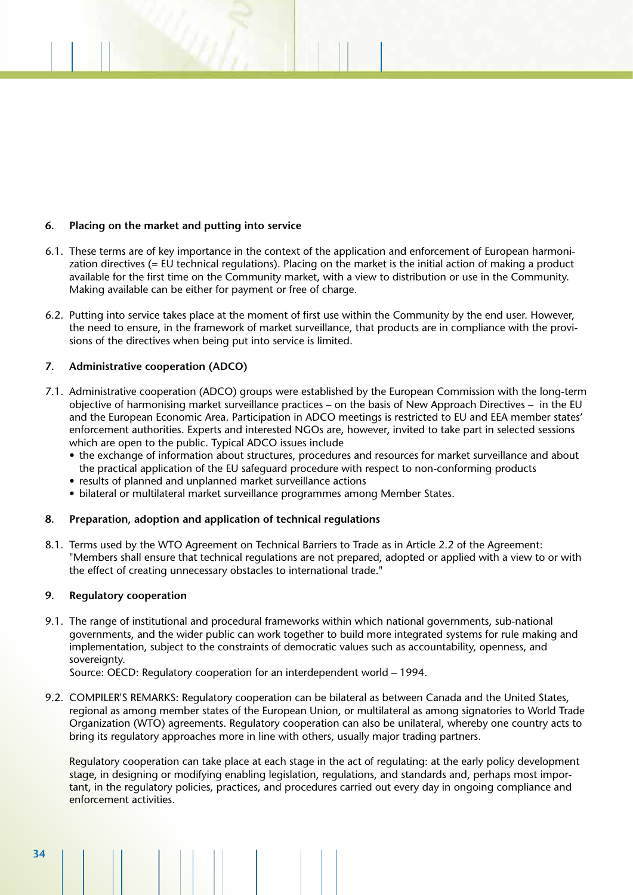### 6. Placing on the market and putting into service

6.1. These terms are of key importance in the context of the application and enforcement of European harmonization directives (= EU technical regulations). Placing on the market is the initial action of making a product available for the first time on the Community market, with a view to distribution or use in the Community. Making available can be either for payment or free of charge.

6.2. Putting into service takes place at the moment of first use within the Community by the end user. However, the need to ensure, in the framework of market surveillance, that products are in compliance with the provisions of the directives when being put into service is limited.

### 7. Administrative cooperation (ADCO)

7.1. Administrative cooperation (ADCO) groups were established by the European Commission with the long-term objective of harmonising market surveillance practices – on the basis of New Approach Directives – in the EU and the European Economic Area. Participation in ADCO meetings is restricted to EU and EEA member states' enforcement authorities. Experts and interested NGOs are, however, invited to take part in selected sessions which are open to the public. Typical ADCO issues include

- the exchange of information about structures, procedures and resources for market surveillance and about the practical application of the EU safeguard procedure with respect to non-conforming products
- results of planned and unplanned market surveillance actions
- bilateral or multilateral market surveillance programmes among Member States.

### 8. Preparation, adoption and application of technical regulations

8.1. Terms used by the WTO Agreement on Technical Barriers to Trade as in Article 2.2 of the Agreement: "Members shall ensure that technical regulations are not prepared, adopted or applied with a view to or with the effect of creating unnecessary obstacles to international trade."

### 9. Regulatory cooperation

9.1. The range of institutional and procedural frameworks within which national governments, sub-national governments, and the wider public can work together to build more integrated systems for rule making and implementation, subject to the constraints of democratic values such as accountability, openness, and sovereignty.
Source: OECD: Regulatory cooperation for an interdependent world – 1994.

9.2. COMPILER'S REMARKS: Regulatory cooperation can be bilateral as between Canada and the United States, regional as among member states of the European Union, or multilateral as among signatories to World Trade Organization (WTO) agreements. Regulatory cooperation can also be unilateral, whereby one country acts to bring its regulatory approaches more in line with others, usually major trading partners.

Regulatory cooperation can take place at each stage in the act of regulating: at the early policy development stage, in designing or modifying enabling legislation, regulations, and standards and, perhaps most important, in the regulatory policies, practices, and procedures carried out every day in ongoing compliance and enforcement activities.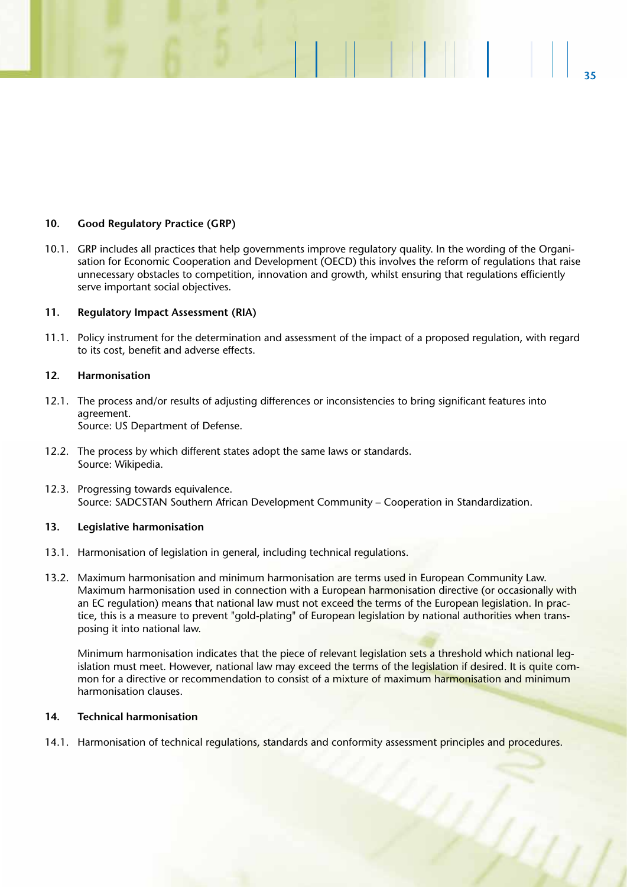## 10. Good Regulatory Practice (GRP)

10.1. GRP includes all practices that help governments improve regulatory quality. In the wording of the Organisation for Economic Cooperation and Development (OECD) this involves the reform of regulations that raise unnecessary obstacles to competition, innovation and growth, whilst ensuring that regulations efficiently serve important social objectives.

## 11. Regulatory Impact Assessment (RIA)

11.1. Policy instrument for the determination and assessment of the impact of a proposed regulation, with regard to its cost, benefit and adverse effects.

## 12. Harmonisation

12.1. The process and/or results of adjusting differences or inconsistencies to bring significant features into agreement.
Source: US Department of Defense.

12.2. The process by which different states adopt the same laws or standards.
Source: Wikipedia.

12.3. Progressing towards equivalence.
Source: SADCSTAN Southern African Development Community – Cooperation in Standardization.

## 13. Legislative harmonisation

13.1. Harmonisation of legislation in general, including technical regulations.

13.2. Maximum harmonisation and minimum harmonisation are terms used in European Community Law. Maximum harmonisation used in connection with a European harmonisation directive (or occasionally with an EC regulation) means that national law must not exceed the terms of the European legislation. In practice, this is a measure to prevent "gold-plating" of European legislation by national authorities when transposing it into national law.

Minimum harmonisation indicates that the piece of relevant legislation sets a threshold which national legislation must meet. However, national law may exceed the terms of the legislation if desired. It is quite common for a directive or recommendation to consist of a mixture of maximum harmonisation and minimum harmonisation clauses.

## 14. Technical harmonisation

14.1. Harmonisation of technical regulations, standards and conformity assessment principles and procedures.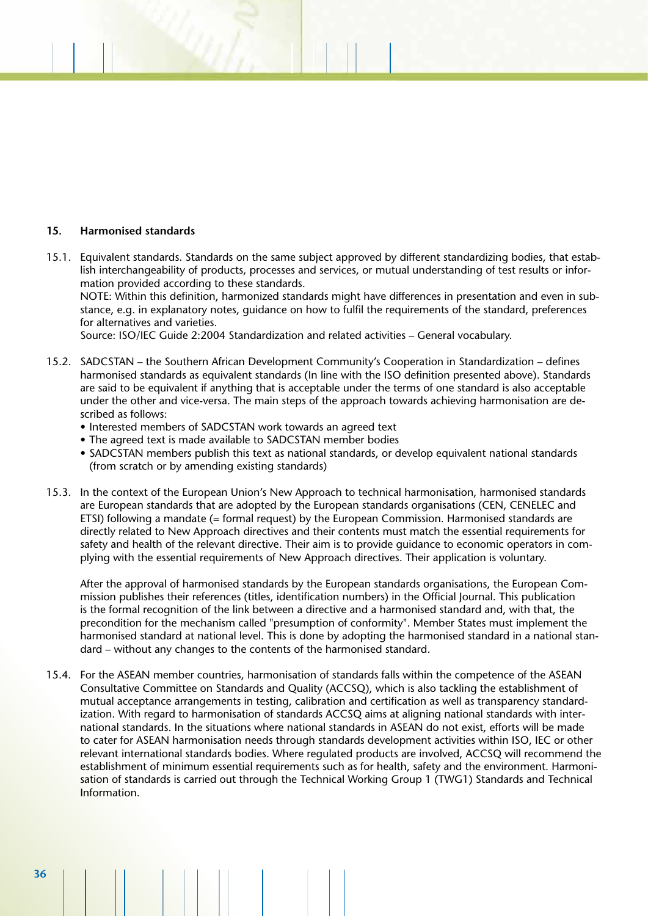## 15. Harmonised standards

15.1. Equivalent standards. Standards on the same subject approved by different standardizing bodies, that establish interchangeability of products, processes and services, or mutual understanding of test results or information provided according to these standards.
NOTE: Within this definition, harmonized standards might have differences in presentation and even in substance, e.g. in explanatory notes, guidance on how to fulfil the requirements of the standard, preferences for alternatives and varieties.
Source: ISO/IEC Guide 2:2004 Standardization and related activities – General vocabulary.

15.2. SADCSTAN – the Southern African Development Community's Cooperation in Standardization – defines harmonised standards as equivalent standards (In line with the ISO definition presented above). Standards are said to be equivalent if anything that is acceptable under the terms of one standard is also acceptable under the other and vice-versa. The main steps of the approach towards achieving harmonisation are described as follows:

- Interested members of SADCSTAN work towards an agreed text
- The agreed text is made available to SADCSTAN member bodies
- SADCSTAN members publish this text as national standards, or develop equivalent national standards (from scratch or by amending existing standards)

15.3. In the context of the European Union's New Approach to technical harmonisation, harmonised standards are European standards that are adopted by the European standards organisations (CEN, CENELEC and ETSI) following a mandate (= formal request) by the European Commission. Harmonised standards are directly related to New Approach directives and their contents must match the essential requirements for safety and health of the relevant directive. Their aim is to provide guidance to economic operators in complying with the essential requirements of New Approach directives. Their application is voluntary.

After the approval of harmonised standards by the European standards organisations, the European Commission publishes their references (titles, identification numbers) in the Official Journal. This publication is the formal recognition of the link between a directive and a harmonised standard and, with that, the precondition for the mechanism called "presumption of conformity". Member States must implement the harmonised standard at national level. This is done by adopting the harmonised standard in a national standard – without any changes to the contents of the harmonised standard.

15.4. For the ASEAN member countries, harmonisation of standards falls within the competence of the ASEAN Consultative Committee on Standards and Quality (ACCSQ), which is also tackling the establishment of mutual acceptance arrangements in testing, calibration and certification as well as transparency standardization. With regard to harmonisation of standards ACCSQ aims at aligning national standards with international standards. In the situations where national standards in ASEAN do not exist, efforts will be made to cater for ASEAN harmonisation needs through standards development activities within ISO, IEC or other relevant international standards bodies. Where regulated products are involved, ACCSQ will recommend the establishment of minimum essential requirements such as for health, safety and the environment. Harmonisation of standards is carried out through the Technical Working Group 1 (TWG1) Standards and Technical Information.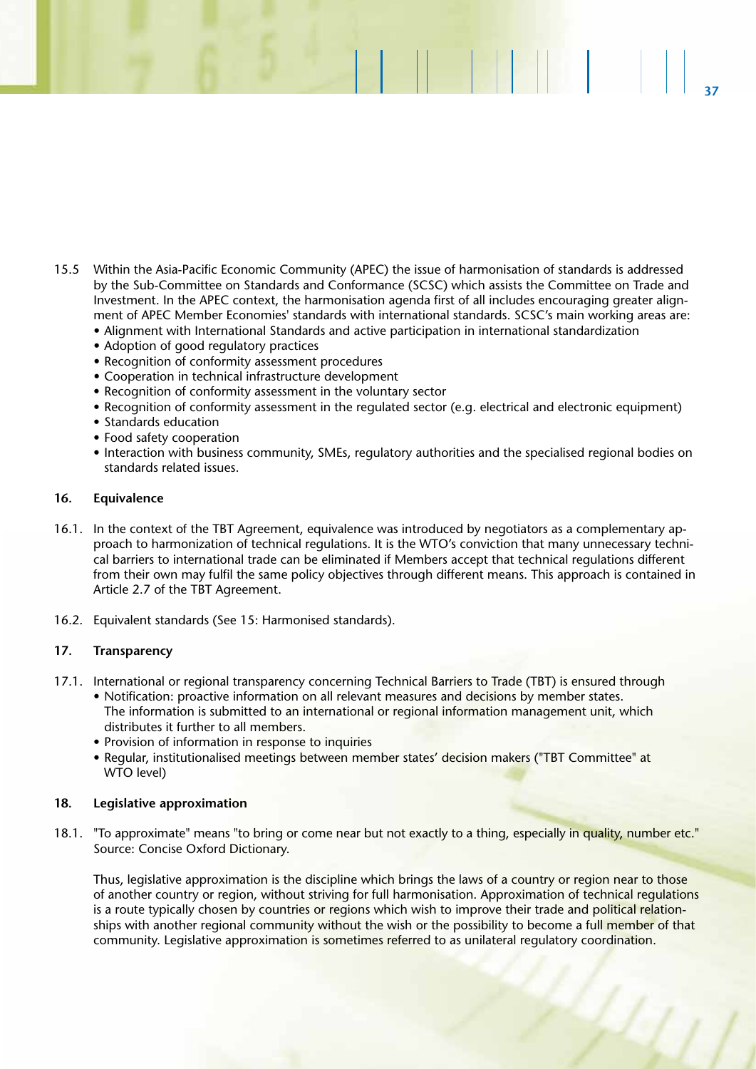15.5 Within the Asia-Pacific Economic Community (APEC) the issue of harmonisation of standards is addressed by the Sub-Committee on Standards and Conformance (SCSC) which assists the Committee on Trade and Investment. In the APEC context, the harmonisation agenda first of all includes encouraging greater alignment of APEC Member Economies' standards with international standards. SCSC's main working areas are:

- Alignment with International Standards and active participation in international standardization
- Adoption of good regulatory practices
- Recognition of conformity assessment procedures
- Cooperation in technical infrastructure development
- Recognition of conformity assessment in the voluntary sector
- Recognition of conformity assessment in the regulated sector (e.g. electrical and electronic equipment)
- Standards education
- Food safety cooperation
- Interaction with business community, SMEs, regulatory authorities and the specialised regional bodies on standards related issues.

## 16. Equivalence

16.1. In the context of the TBT Agreement, equivalence was introduced by negotiators as a complementary approach to harmonization of technical regulations. It is the WTO's conviction that many unnecessary technical barriers to international trade can be eliminated if Members accept that technical regulations different from their own may fulfil the same policy objectives through different means. This approach is contained in Article 2.7 of the TBT Agreement.

16.2. Equivalent standards (See 15: Harmonised standards).

## 17. Transparency

17.1. International or regional transparency concerning Technical Barriers to Trade (TBT) is ensured through

- Notification: proactive information on all relevant measures and decisions by member states. The information is submitted to an international or regional information management unit, which distributes it further to all members.
- Provision of information in response to inquiries
- Regular, institutionalised meetings between member states' decision makers ("TBT Committee" at WTO level)

## 18. Legislative approximation

18.1. "To approximate" means "to bring or come near but not exactly to a thing, especially in quality, number etc." Source: Concise Oxford Dictionary.

Thus, legislative approximation is the discipline which brings the laws of a country or region near to those of another country or region, without striving for full harmonisation. Approximation of technical regulations is a route typically chosen by countries or regions which wish to improve their trade and political relationships with another regional community without the wish or the possibility to become a full member of that community. Legislative approximation is sometimes referred to as unilateral regulatory coordination.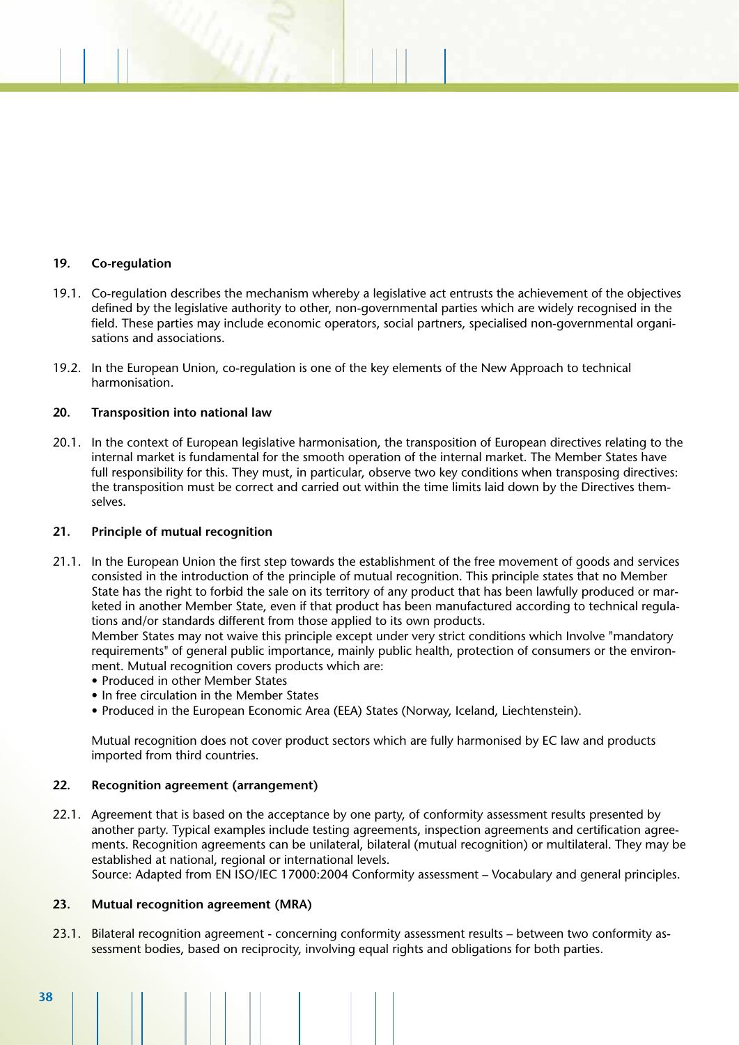## 19. Co-regulation

19.1. Co-regulation describes the mechanism whereby a legislative act entrusts the achievement of the objectives defined by the legislative authority to other, non-governmental parties which are widely recognised in the field. These parties may include economic operators, social partners, specialised non-governmental organisations and associations.

19.2. In the European Union, co-regulation is one of the key elements of the New Approach to technical harmonisation.

## 20. Transposition into national law

20.1. In the context of European legislative harmonisation, the transposition of European directives relating to the internal market is fundamental for the smooth operation of the internal market. The Member States have full responsibility for this. They must, in particular, observe two key conditions when transposing directives: the transposition must be correct and carried out within the time limits laid down by the Directives themselves.

## 21. Principle of mutual recognition

21.1. In the European Union the first step towards the establishment of the free movement of goods and services consisted in the introduction of the principle of mutual recognition. This principle states that no Member State has the right to forbid the sale on its territory of any product that has been lawfully produced or marketed in another Member State, even if that product has been manufactured according to technical regulations and/or standards different from those applied to its own products.
Member States may not waive this principle except under very strict conditions which Involve "mandatory requirements" of general public importance, mainly public health, protection of consumers or the environment. Mutual recognition covers products which are:

- Produced in other Member States
- In free circulation in the Member States
- Produced in the European Economic Area (EEA) States (Norway, Iceland, Liechtenstein).

Mutual recognition does not cover product sectors which are fully harmonised by EC law and products imported from third countries.

## 22. Recognition agreement (arrangement)

22.1. Agreement that is based on the acceptance by one party, of conformity assessment results presented by another party. Typical examples include testing agreements, inspection agreements and certification agreements. Recognition agreements can be unilateral, bilateral (mutual recognition) or multilateral. They may be established at national, regional or international levels.
Source: Adapted from EN ISO/IEC 17000:2004 Conformity assessment – Vocabulary and general principles.

## 23. Mutual recognition agreement (MRA)

23.1. Bilateral recognition agreement - concerning conformity assessment results – between two conformity assessment bodies, based on reciprocity, involving equal rights and obligations for both parties.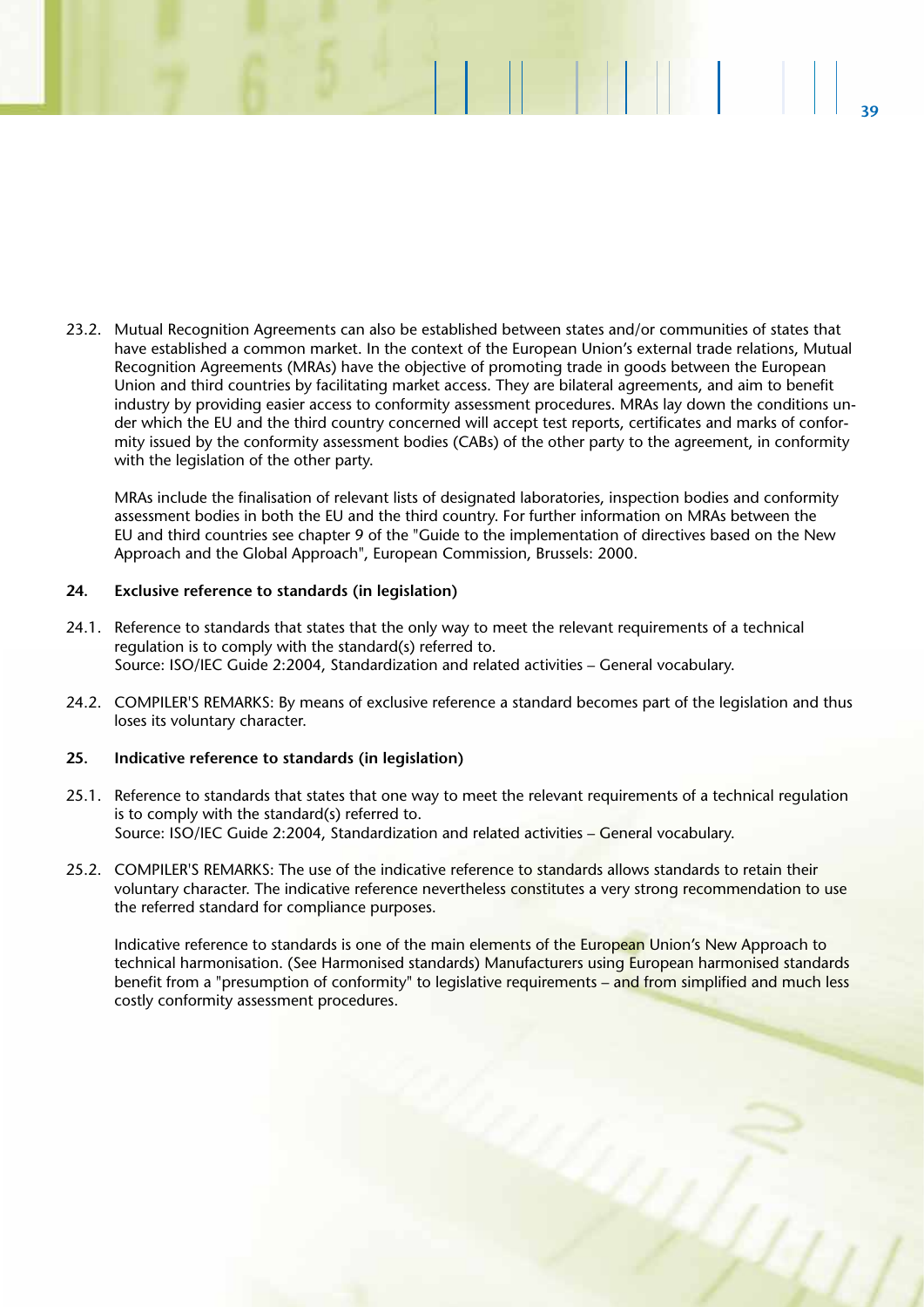23.2. Mutual Recognition Agreements can also be established between states and/or communities of states that have established a common market. In the context of the European Union's external trade relations, Mutual Recognition Agreements (MRAs) have the objective of promoting trade in goods between the European Union and third countries by facilitating market access. They are bilateral agreements, and aim to benefit industry by providing easier access to conformity assessment procedures. MRAs lay down the conditions under which the EU and the third country concerned will accept test reports, certificates and marks of conformity issued by the conformity assessment bodies (CABs) of the other party to the agreement, in conformity with the legislation of the other party.

MRAs include the finalisation of relevant lists of designated laboratories, inspection bodies and conformity assessment bodies in both the EU and the third country. For further information on MRAs between the EU and third countries see chapter 9 of the "Guide to the implementation of directives based on the New Approach and the Global Approach", European Commission, Brussels: 2000.

**24. Exclusive reference to standards (in legislation)**

24.1. Reference to standards that states that the only way to meet the relevant requirements of a technical regulation is to comply with the standard(s) referred to.
Source: ISO/IEC Guide 2:2004, Standardization and related activities – General vocabulary.

24.2. COMPILER'S REMARKS: By means of exclusive reference a standard becomes part of the legislation and thus loses its voluntary character.

**25. Indicative reference to standards (in legislation)**

25.1. Reference to standards that states that one way to meet the relevant requirements of a technical regulation is to comply with the standard(s) referred to.
Source: ISO/IEC Guide 2:2004, Standardization and related activities – General vocabulary.

25.2. COMPILER'S REMARKS: The use of the indicative reference to standards allows standards to retain their voluntary character. The indicative reference nevertheless constitutes a very strong recommendation to use the referred standard for compliance purposes.

Indicative reference to standards is one of the main elements of the European Union's New Approach to technical harmonisation. (See Harmonised standards) Manufacturers using European harmonised standards benefit from a "presumption of conformity" to legislative requirements – and from simplified and much less costly conformity assessment procedures.